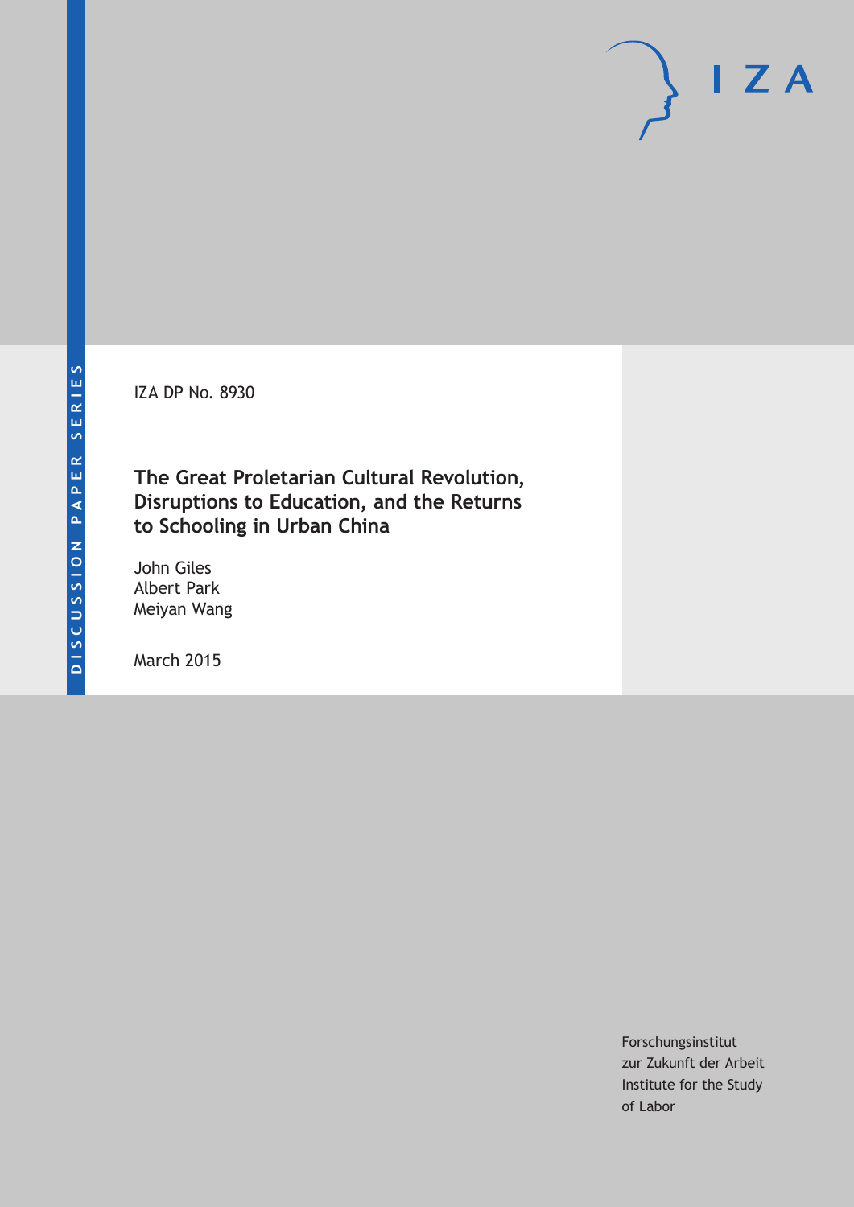DISCUSSION PAPER SERIES

IZA

IZA DP No. 8930

# The Great Proletarian Cultural Revolution, Disruptions to Education, and the Returns to Schooling in Urban China

John Giles
Albert Park
Meiyan Wang

March 2015

Forschungsinstitut
zur Zukunft der Arbeit
Institute for the Study
of Labor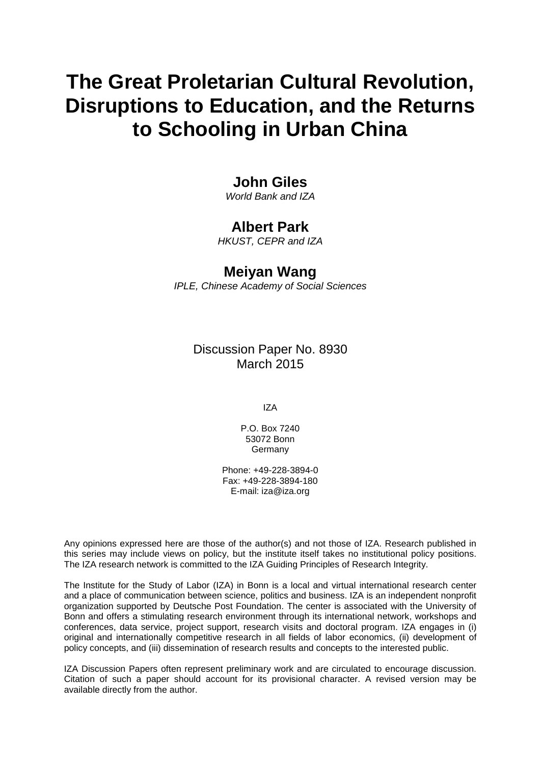# The Great Proletarian Cultural Revolution, Disruptions to Education, and the Returns to Schooling in Urban China

**John Giles**  
*World Bank and IZA*

**Albert Park**  
*HKUST, CEPR and IZA*

**Meiyan Wang**  
*IPLE, Chinese Academy of Social Sciences*

Discussion Paper No. 8930  
March 2015

IZA

P.O. Box 7240  
53072 Bonn  
Germany

Phone: +49-228-3894-0  
Fax: +49-228-3894-180  
E-mail: iza@iza.org

Any opinions expressed here are those of the author(s) and not those of IZA. Research published in this series may include views on policy, but the institute itself takes no institutional policy positions. The IZA research network is committed to the IZA Guiding Principles of Research Integrity.

The Institute for the Study of Labor (IZA) in Bonn is a local and virtual international research center and a place of communication between science, politics and business. IZA is an independent nonprofit organization supported by Deutsche Post Foundation. The center is associated with the University of Bonn and offers a stimulating research environment through its international network, workshops and conferences, data service, project support, research visits and doctoral program. IZA engages in (i) original and internationally competitive research in all fields of labor economics, (ii) development of policy concepts, and (iii) dissemination of research results and concepts to the interested public.

IZA Discussion Papers often represent preliminary work and are circulated to encourage discussion. Citation of such a paper should account for its provisional character. A revised version may be available directly from the author.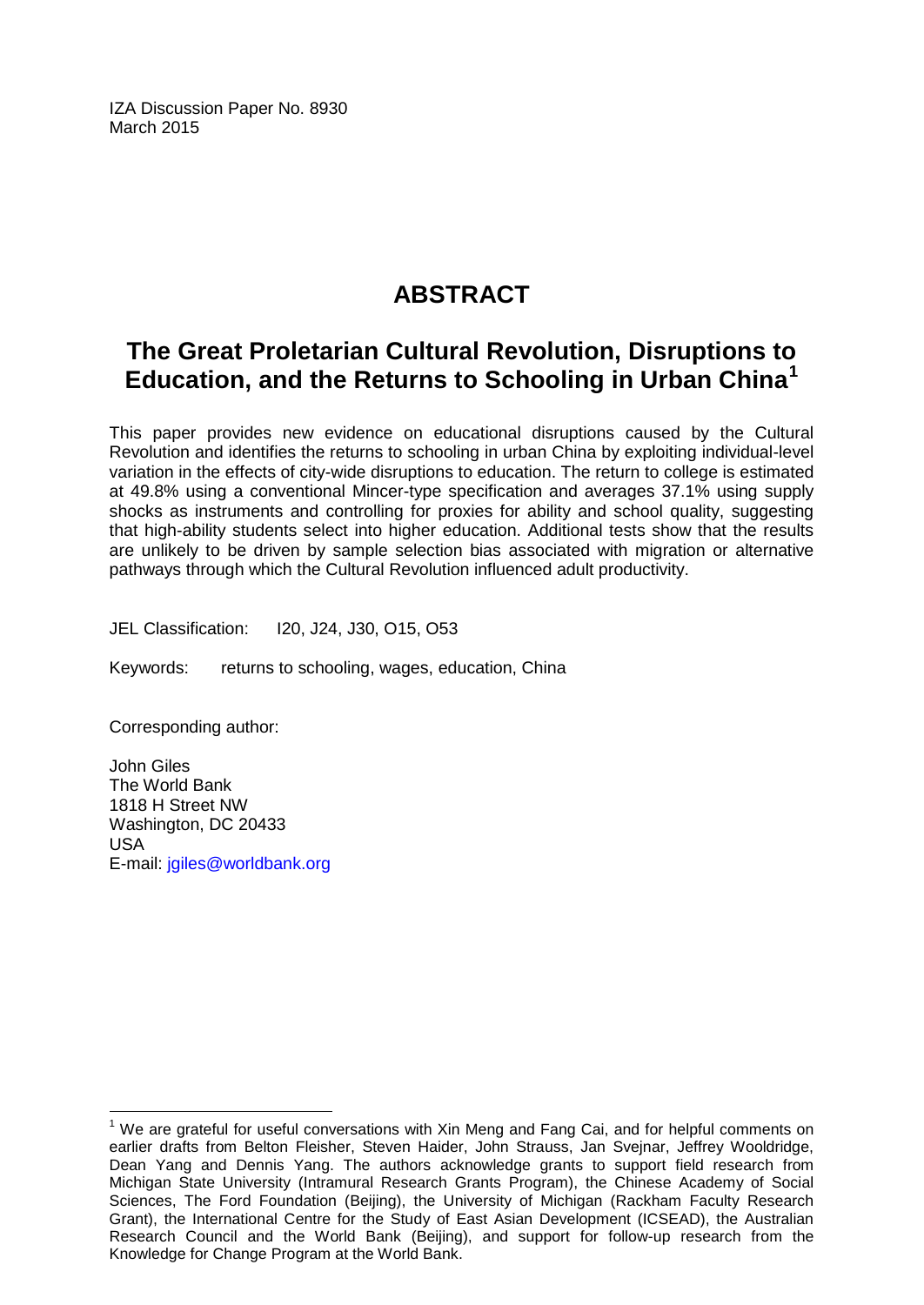IZA Discussion Paper No. 8930
March 2015

# ABSTRACT

## The Great Proletarian Cultural Revolution, Disruptions to Education, and the Returns to Schooling in Urban China[1]

This paper provides new evidence on educational disruptions caused by the Cultural Revolution and identifies the returns to schooling in urban China by exploiting individual-level variation in the effects of city-wide disruptions to education. The return to college is estimated at 49.8% using a conventional Mincer-type specification and averages 37.1% using supply shocks as instruments and controlling for proxies for ability and school quality, suggesting that high-ability students select into higher education. Additional tests show that the results are unlikely to be driven by sample selection bias associated with migration or alternative pathways through which the Cultural Revolution influenced adult productivity.

JEL Classification: I20, J24, J30, O15, O53

Keywords: returns to schooling, wages, education, China

Corresponding author:

John Giles
The World Bank
1818 H Street NW
Washington, DC 20433
USA
E-mail: jgiles@worldbank.org

[1] We are grateful for useful conversations with Xin Meng and Fang Cai, and for helpful comments on earlier drafts from Belton Fleisher, Steven Haider, John Strauss, Jan Svejnar, Jeffrey Wooldridge, Dean Yang and Dennis Yang. The authors acknowledge grants to support field research from Michigan State University (Intramural Research Grants Program), the Chinese Academy of Social Sciences, The Ford Foundation (Beijing), the University of Michigan (Rackham Faculty Research Grant), the International Centre for the Study of East Asian Development (ICSEAD), the Australian Research Council and the World Bank (Beijing), and support for follow-up research from the Knowledge for Change Program at the World Bank.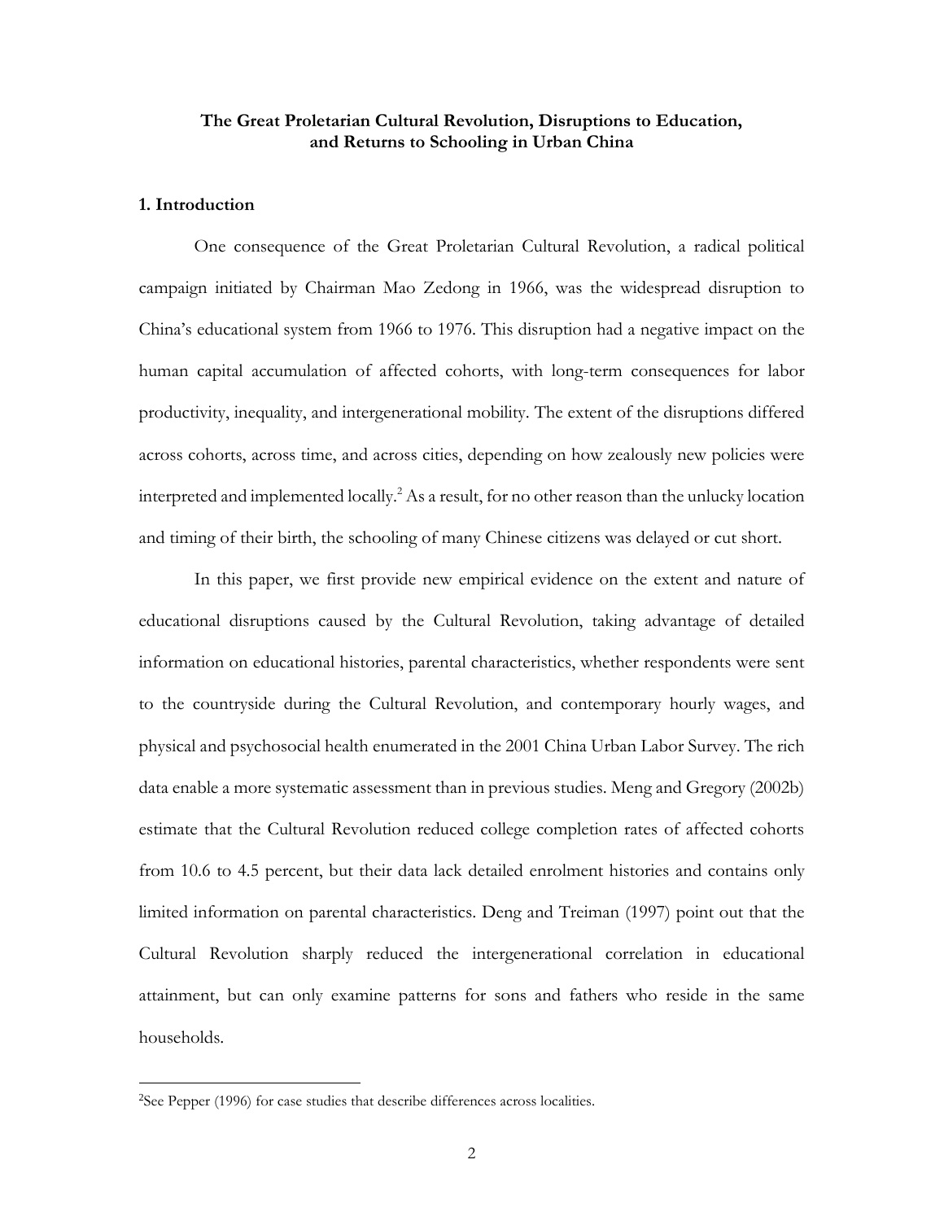**The Great Proletarian Cultural Revolution, Disruptions to Education, and Returns to Schooling in Urban China**

**1. Introduction**

One consequence of the Great Proletarian Cultural Revolution, a radical political campaign initiated by Chairman Mao Zedong in 1966, was the widespread disruption to China's educational system from 1966 to 1976. This disruption had a negative impact on the human capital accumulation of affected cohorts, with long-term consequences for labor productivity, inequality, and intergenerational mobility. The extent of the disruptions differed across cohorts, across time, and across cities, depending on how zealously new policies were interpreted and implemented locally.[2] As a result, for no other reason than the unlucky location and timing of their birth, the schooling of many Chinese citizens was delayed or cut short.

In this paper, we first provide new empirical evidence on the extent and nature of educational disruptions caused by the Cultural Revolution, taking advantage of detailed information on educational histories, parental characteristics, whether respondents were sent to the countryside during the Cultural Revolution, and contemporary hourly wages, and physical and psychosocial health enumerated in the 2001 China Urban Labor Survey. The rich data enable a more systematic assessment than in previous studies. Meng and Gregory (2002b) estimate that the Cultural Revolution reduced college completion rates of affected cohorts from 10.6 to 4.5 percent, but their data lack detailed enrolment histories and contains only limited information on parental characteristics. Deng and Treiman (1997) point out that the Cultural Revolution sharply reduced the intergenerational correlation in educational attainment, but can only examine patterns for sons and fathers who reside in the same households.

[2]See Pepper (1996) for case studies that describe differences across localities.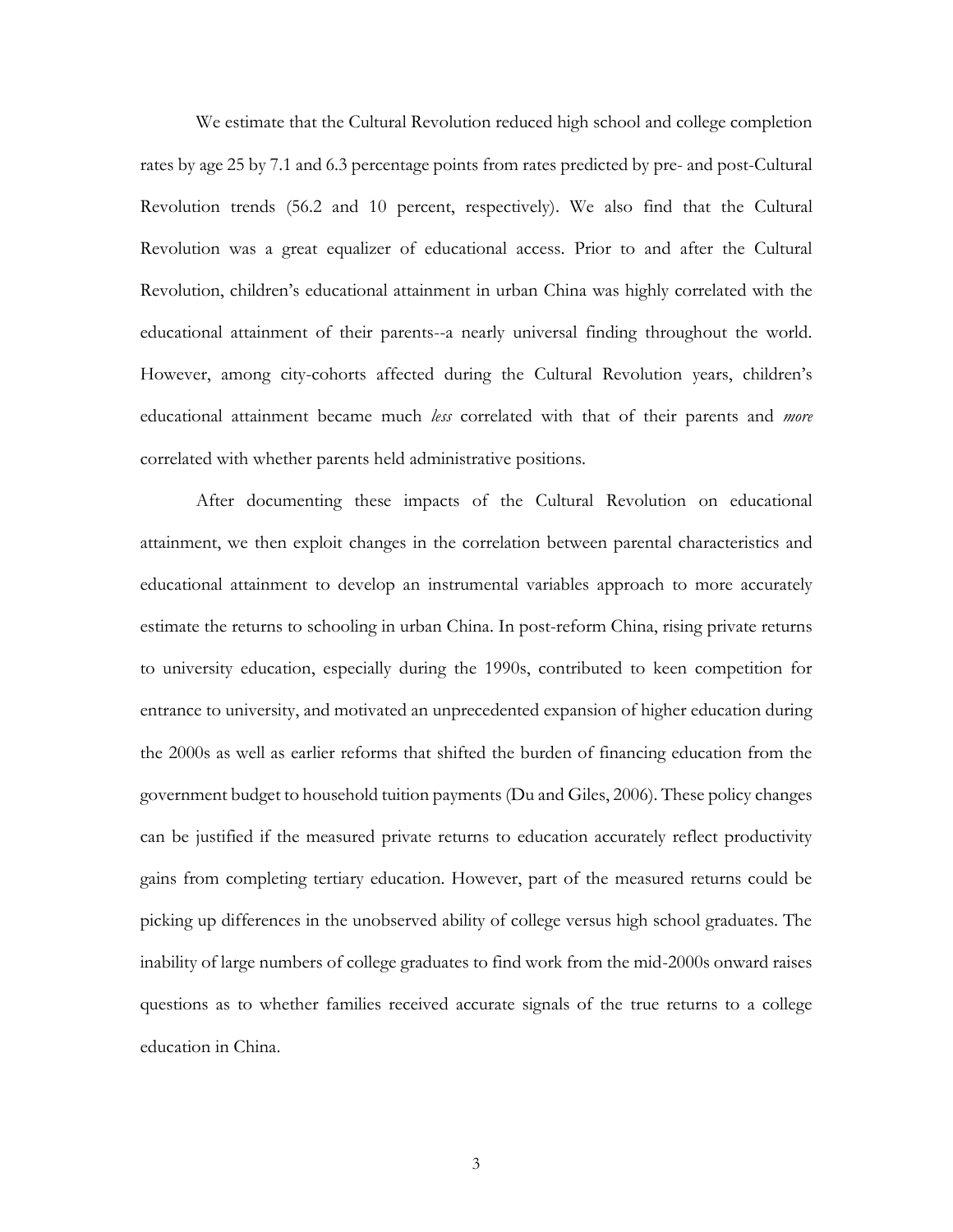We estimate that the Cultural Revolution reduced high school and college completion rates by age 25 by 7.1 and 6.3 percentage points from rates predicted by pre- and post-Cultural Revolution trends (56.2 and 10 percent, respectively). We also find that the Cultural Revolution was a great equalizer of educational access. Prior to and after the Cultural Revolution, children's educational attainment in urban China was highly correlated with the educational attainment of their parents--a nearly universal finding throughout the world. However, among city-cohorts affected during the Cultural Revolution years, children's educational attainment became much *less* correlated with that of their parents and *more* correlated with whether parents held administrative positions.

After documenting these impacts of the Cultural Revolution on educational attainment, we then exploit changes in the correlation between parental characteristics and educational attainment to develop an instrumental variables approach to more accurately estimate the returns to schooling in urban China. In post-reform China, rising private returns to university education, especially during the 1990s, contributed to keen competition for entrance to university, and motivated an unprecedented expansion of higher education during the 2000s as well as earlier reforms that shifted the burden of financing education from the government budget to household tuition payments (Du and Giles, 2006). These policy changes can be justified if the measured private returns to education accurately reflect productivity gains from completing tertiary education. However, part of the measured returns could be picking up differences in the unobserved ability of college versus high school graduates. The inability of large numbers of college graduates to find work from the mid-2000s onward raises questions as to whether families received accurate signals of the true returns to a college education in China.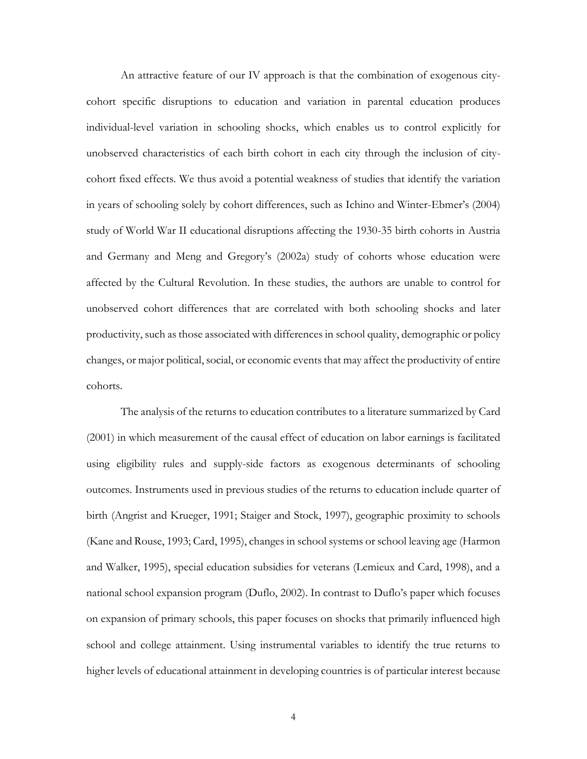An attractive feature of our IV approach is that the combination of exogenous city-cohort specific disruptions to education and variation in parental education produces individual-level variation in schooling shocks, which enables us to control explicitly for unobserved characteristics of each birth cohort in each city through the inclusion of city-cohort fixed effects. We thus avoid a potential weakness of studies that identify the variation in years of schooling solely by cohort differences, such as Ichino and Winter-Ebmer's (2004) study of World War II educational disruptions affecting the 1930-35 birth cohorts in Austria and Germany and Meng and Gregory's (2002a) study of cohorts whose education were affected by the Cultural Revolution. In these studies, the authors are unable to control for unobserved cohort differences that are correlated with both schooling shocks and later productivity, such as those associated with differences in school quality, demographic or policy changes, or major political, social, or economic events that may affect the productivity of entire cohorts.

The analysis of the returns to education contributes to a literature summarized by Card (2001) in which measurement of the causal effect of education on labor earnings is facilitated using eligibility rules and supply-side factors as exogenous determinants of schooling outcomes. Instruments used in previous studies of the returns to education include quarter of birth (Angrist and Krueger, 1991; Staiger and Stock, 1997), geographic proximity to schools (Kane and Rouse, 1993; Card, 1995), changes in school systems or school leaving age (Harmon and Walker, 1995), special education subsidies for veterans (Lemieux and Card, 1998), and a national school expansion program (Duflo, 2002). In contrast to Duflo's paper which focuses on expansion of primary schools, this paper focuses on shocks that primarily influenced high school and college attainment. Using instrumental variables to identify the true returns to higher levels of educational attainment in developing countries is of particular interest because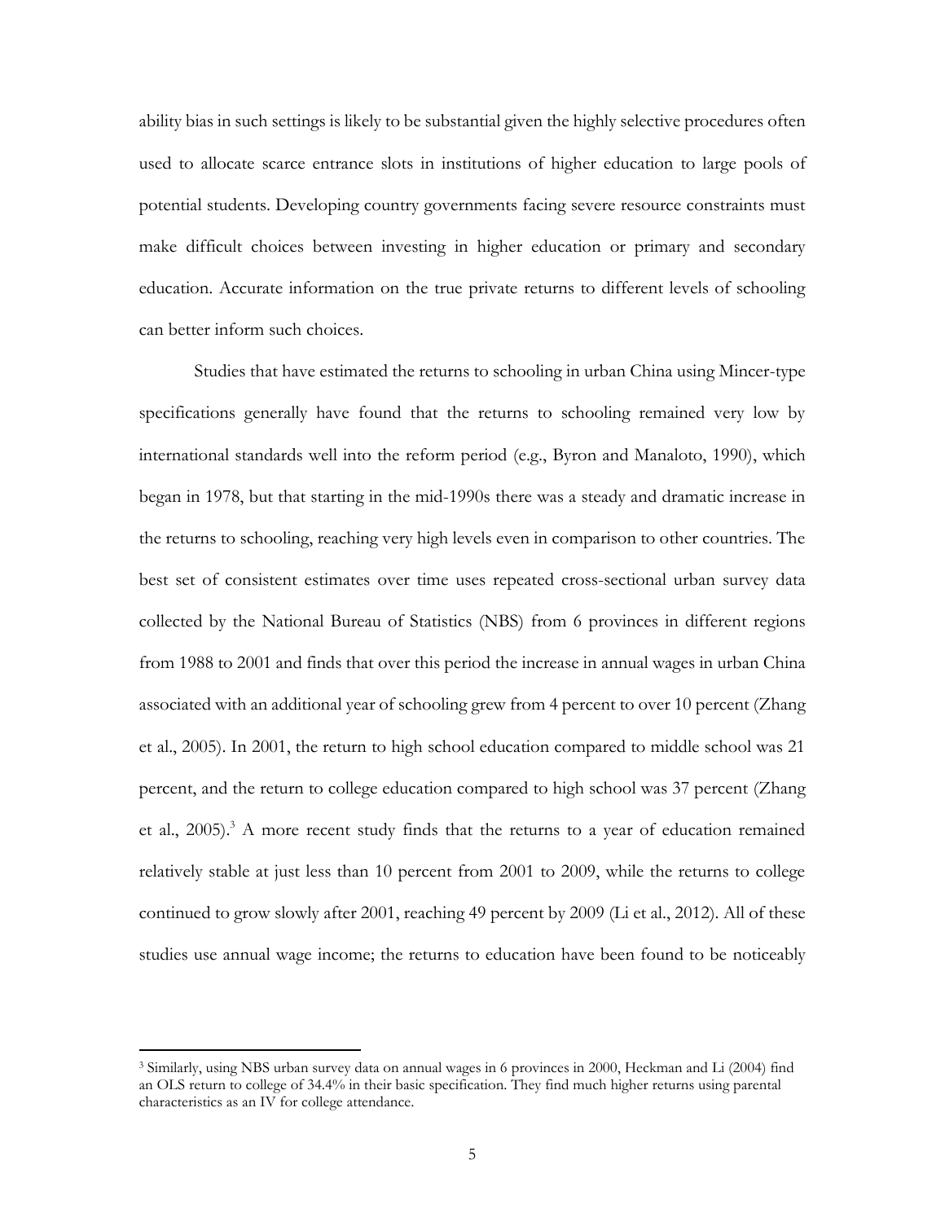ability bias in such settings is likely to be substantial given the highly selective procedures often used to allocate scarce entrance slots in institutions of higher education to large pools of potential students. Developing country governments facing severe resource constraints must make difficult choices between investing in higher education or primary and secondary education. Accurate information on the true private returns to different levels of schooling can better inform such choices.

Studies that have estimated the returns to schooling in urban China using Mincer-type specifications generally have found that the returns to schooling remained very low by international standards well into the reform period (e.g., Byron and Manaloto, 1990), which began in 1978, but that starting in the mid-1990s there was a steady and dramatic increase in the returns to schooling, reaching very high levels even in comparison to other countries. The best set of consistent estimates over time uses repeated cross-sectional urban survey data collected by the National Bureau of Statistics (NBS) from 6 provinces in different regions from 1988 to 2001 and finds that over this period the increase in annual wages in urban China associated with an additional year of schooling grew from 4 percent to over 10 percent (Zhang et al., 2005). In 2001, the return to high school education compared to middle school was 21 percent, and the return to college education compared to high school was 37 percent (Zhang et al., 2005).[3] A more recent study finds that the returns to a year of education remained relatively stable at just less than 10 percent from 2001 to 2009, while the returns to college continued to grow slowly after 2001, reaching 49 percent by 2009 (Li et al., 2012). All of these studies use annual wage income; the returns to education have been found to be noticeably

---

[3] Similarly, using NBS urban survey data on annual wages in 6 provinces in 2000, Heckman and Li (2004) find an OLS return to college of 34.4% in their basic specification. They find much higher returns using parental characteristics as an IV for college attendance.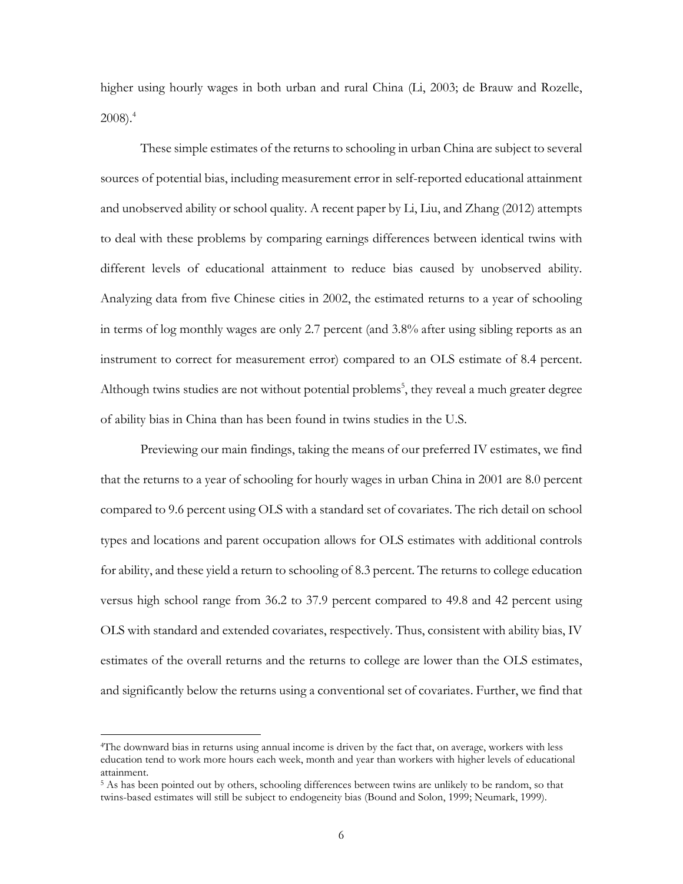higher using hourly wages in both urban and rural China (Li, 2003; de Brauw and Rozelle, 2008).[4]

These simple estimates of the returns to schooling in urban China are subject to several sources of potential bias, including measurement error in self-reported educational attainment and unobserved ability or school quality. A recent paper by Li, Liu, and Zhang (2012) attempts to deal with these problems by comparing earnings differences between identical twins with different levels of educational attainment to reduce bias caused by unobserved ability. Analyzing data from five Chinese cities in 2002, the estimated returns to a year of schooling in terms of log monthly wages are only 2.7 percent (and 3.8% after using sibling reports as an instrument to correct for measurement error) compared to an OLS estimate of 8.4 percent. Although twins studies are not without potential problems[5], they reveal a much greater degree of ability bias in China than has been found in twins studies in the U.S.

Previewing our main findings, taking the means of our preferred IV estimates, we find that the returns to a year of schooling for hourly wages in urban China in 2001 are 8.0 percent compared to 9.6 percent using OLS with a standard set of covariates. The rich detail on school types and locations and parent occupation allows for OLS estimates with additional controls for ability, and these yield a return to schooling of 8.3 percent. The returns to college education versus high school range from 36.2 to 37.9 percent compared to 49.8 and 42 percent using OLS with standard and extended covariates, respectively. Thus, consistent with ability bias, IV estimates of the overall returns and the returns to college are lower than the OLS estimates, and significantly below the returns using a conventional set of covariates. Further, we find that

[4] The downward bias in returns using annual income is driven by the fact that, on average, workers with less education tend to work more hours each week, month and year than workers with higher levels of educational attainment.

[5] As has been pointed out by others, schooling differences between twins are unlikely to be random, so that twins-based estimates will still be subject to endogeneity bias (Bound and Solon, 1999; Neumark, 1999).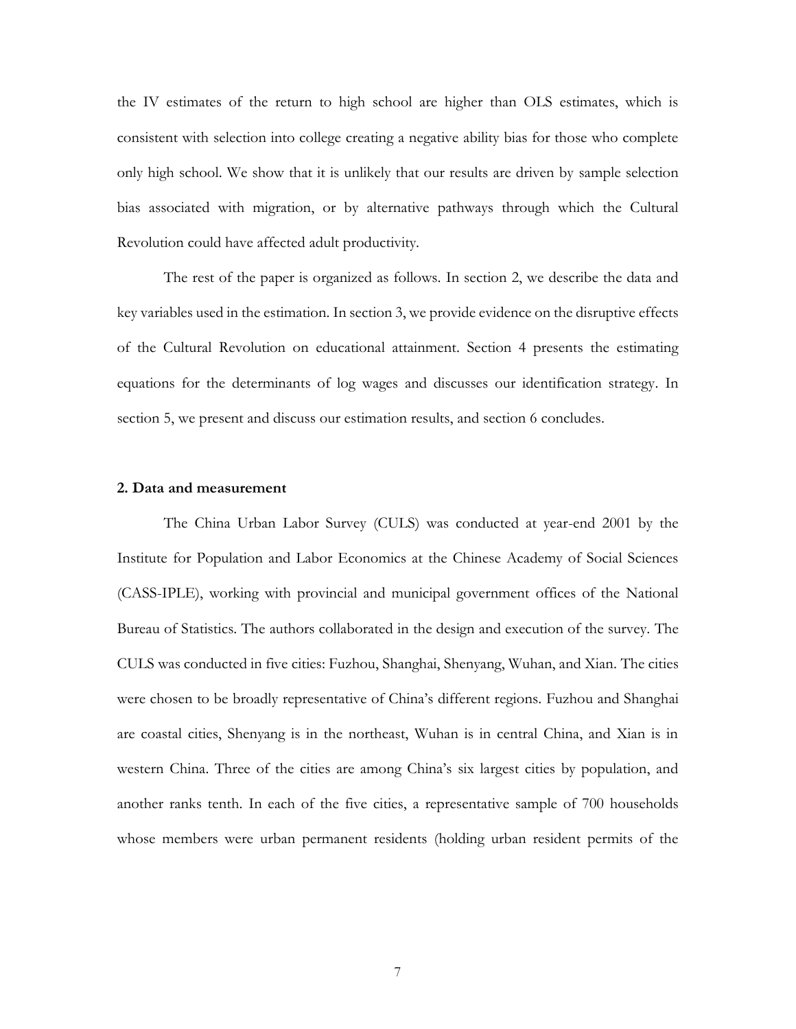the IV estimates of the return to high school are higher than OLS estimates, which is consistent with selection into college creating a negative ability bias for those who complete only high school. We show that it is unlikely that our results are driven by sample selection bias associated with migration, or by alternative pathways through which the Cultural Revolution could have affected adult productivity.

The rest of the paper is organized as follows. In section 2, we describe the data and key variables used in the estimation. In section 3, we provide evidence on the disruptive effects of the Cultural Revolution on educational attainment. Section 4 presents the estimating equations for the determinants of log wages and discusses our identification strategy. In section 5, we present and discuss our estimation results, and section 6 concludes.

## 2. Data and measurement

The China Urban Labor Survey (CULS) was conducted at year-end 2001 by the Institute for Population and Labor Economics at the Chinese Academy of Social Sciences (CASS-IPLE), working with provincial and municipal government offices of the National Bureau of Statistics. The authors collaborated in the design and execution of the survey. The CULS was conducted in five cities: Fuzhou, Shanghai, Shenyang, Wuhan, and Xian. The cities were chosen to be broadly representative of China's different regions. Fuzhou and Shanghai are coastal cities, Shenyang is in the northeast, Wuhan is in central China, and Xian is in western China. Three of the cities are among China's six largest cities by population, and another ranks tenth. In each of the five cities, a representative sample of 700 households whose members were urban permanent residents (holding urban resident permits of the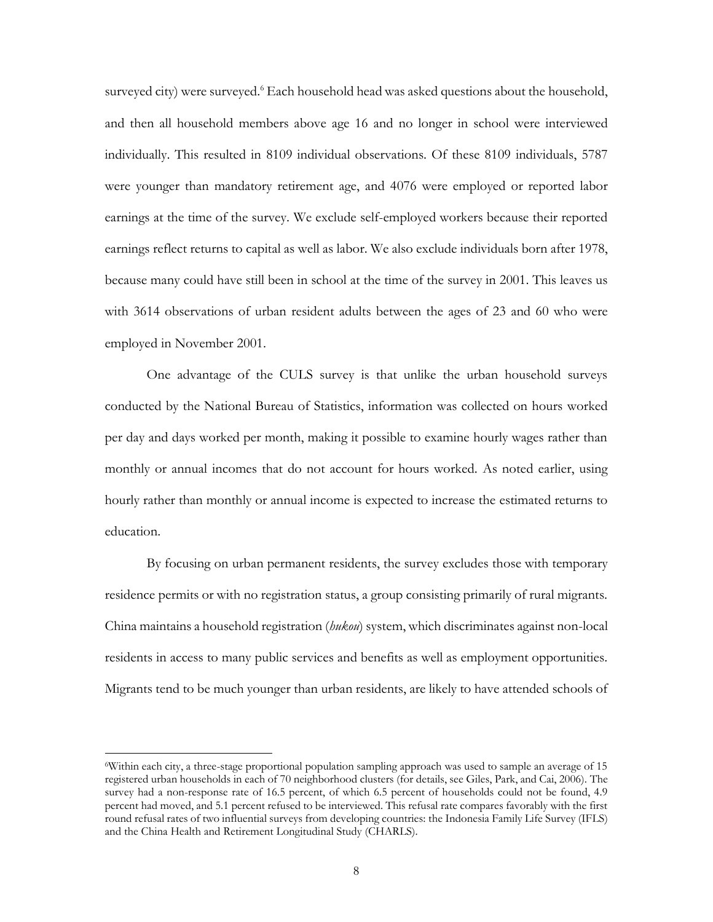surveyed city) were surveyed.[6] Each household head was asked questions about the household, and then all household members above age 16 and no longer in school were interviewed individually. This resulted in 8109 individual observations. Of these 8109 individuals, 5787 were younger than mandatory retirement age, and 4076 were employed or reported labor earnings at the time of the survey. We exclude self-employed workers because their reported earnings reflect returns to capital as well as labor. We also exclude individuals born after 1978, because many could have still been in school at the time of the survey in 2001. This leaves us with 3614 observations of urban resident adults between the ages of 23 and 60 who were employed in November 2001.

One advantage of the CULS survey is that unlike the urban household surveys conducted by the National Bureau of Statistics, information was collected on hours worked per day and days worked per month, making it possible to examine hourly wages rather than monthly or annual incomes that do not account for hours worked. As noted earlier, using hourly rather than monthly or annual income is expected to increase the estimated returns to education.

By focusing on urban permanent residents, the survey excludes those with temporary residence permits or with no registration status, a group consisting primarily of rural migrants. China maintains a household registration (*hukou*) system, which discriminates against non-local residents in access to many public services and benefits as well as employment opportunities. Migrants tend to be much younger than urban residents, are likely to have attended schools of

---

[6]Within each city, a three-stage proportional population sampling approach was used to sample an average of 15 registered urban households in each of 70 neighborhood clusters (for details, see Giles, Park, and Cai, 2006). The survey had a non-response rate of 16.5 percent, of which 6.5 percent of households could not be found, 4.9 percent had moved, and 5.1 percent refused to be interviewed. This refusal rate compares favorably with the first round refusal rates of two influential surveys from developing countries: the Indonesia Family Life Survey (IFLS) and the China Health and Retirement Longitudinal Study (CHARLS).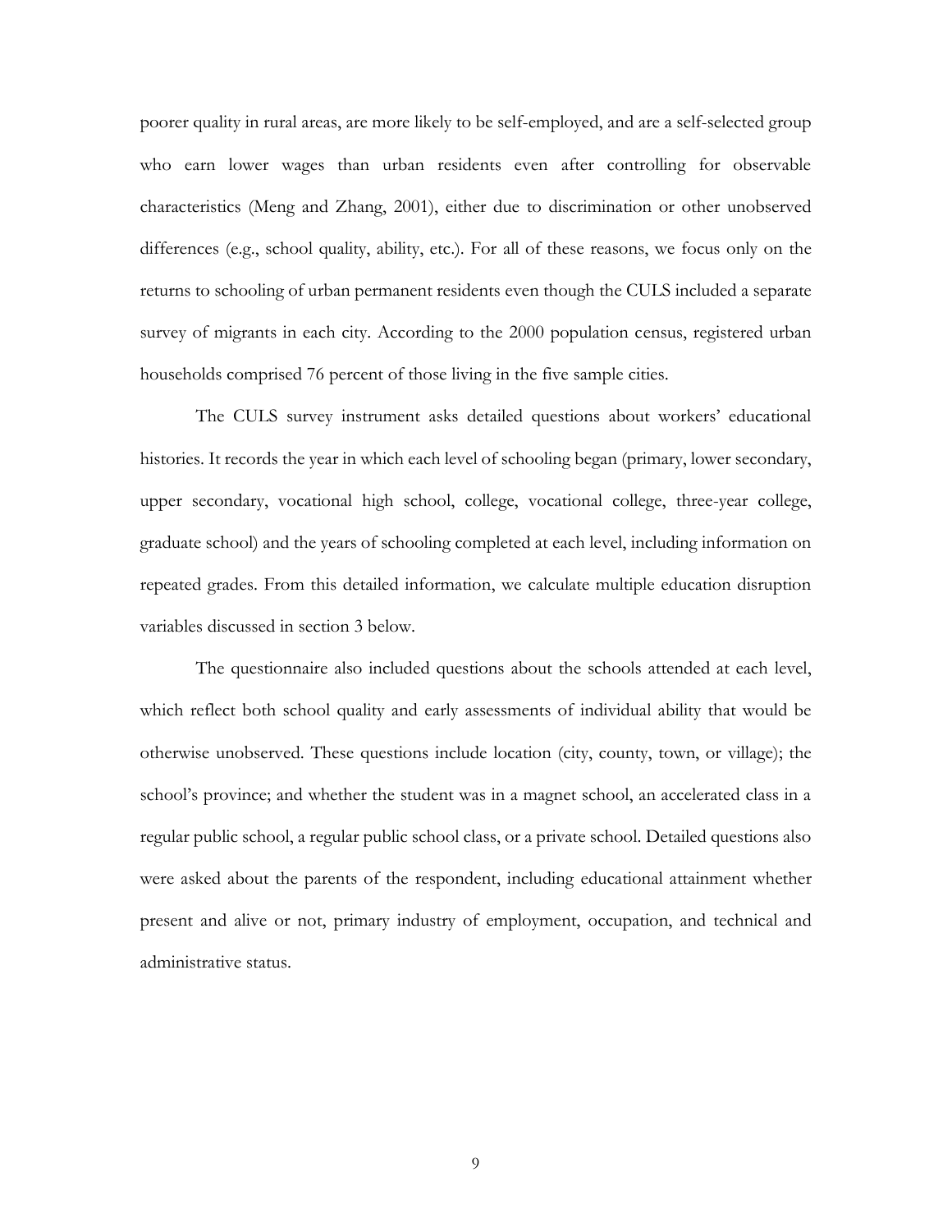poorer quality in rural areas, are more likely to be self-employed, and are a self-selected group who earn lower wages than urban residents even after controlling for observable characteristics (Meng and Zhang, 2001), either due to discrimination or other unobserved differences (e.g., school quality, ability, etc.). For all of these reasons, we focus only on the returns to schooling of urban permanent residents even though the CULS included a separate survey of migrants in each city. According to the 2000 population census, registered urban households comprised 76 percent of those living in the five sample cities.

The CULS survey instrument asks detailed questions about workers' educational histories. It records the year in which each level of schooling began (primary, lower secondary, upper secondary, vocational high school, college, vocational college, three-year college, graduate school) and the years of schooling completed at each level, including information on repeated grades. From this detailed information, we calculate multiple education disruption variables discussed in section 3 below.

The questionnaire also included questions about the schools attended at each level, which reflect both school quality and early assessments of individual ability that would be otherwise unobserved. These questions include location (city, county, town, or village); the school's province; and whether the student was in a magnet school, an accelerated class in a regular public school, a regular public school class, or a private school. Detailed questions also were asked about the parents of the respondent, including educational attainment whether present and alive or not, primary industry of employment, occupation, and technical and administrative status.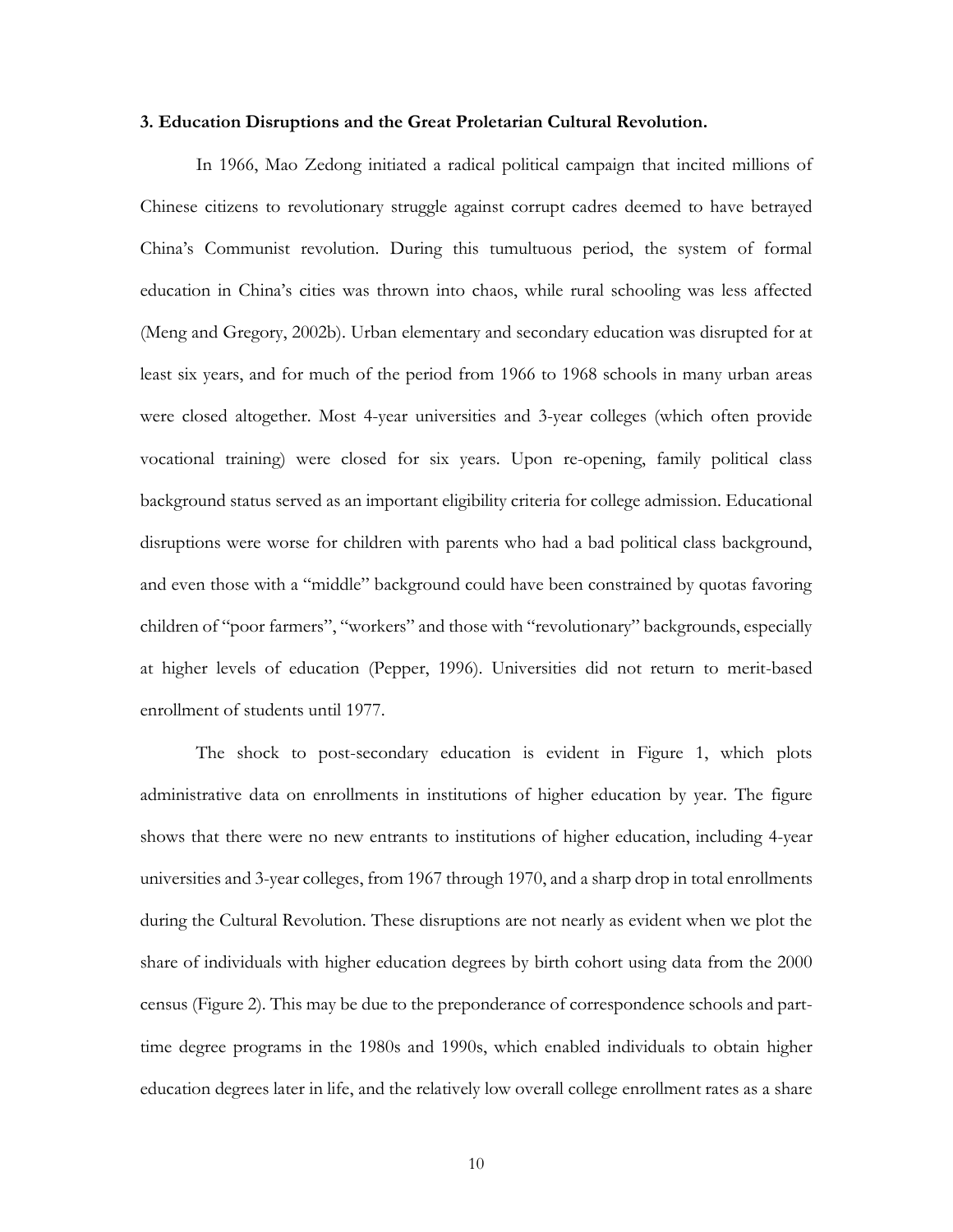### 3. Education Disruptions and the Great Proletarian Cultural Revolution.

In 1966, Mao Zedong initiated a radical political campaign that incited millions of Chinese citizens to revolutionary struggle against corrupt cadres deemed to have betrayed China's Communist revolution. During this tumultuous period, the system of formal education in China's cities was thrown into chaos, while rural schooling was less affected (Meng and Gregory, 2002b). Urban elementary and secondary education was disrupted for at least six years, and for much of the period from 1966 to 1968 schools in many urban areas were closed altogether. Most 4-year universities and 3-year colleges (which often provide vocational training) were closed for six years. Upon re-opening, family political class background status served as an important eligibility criteria for college admission. Educational disruptions were worse for children with parents who had a bad political class background, and even those with a "middle" background could have been constrained by quotas favoring children of "poor farmers", "workers" and those with "revolutionary" backgrounds, especially at higher levels of education (Pepper, 1996). Universities did not return to merit-based enrollment of students until 1977.

The shock to post-secondary education is evident in Figure 1, which plots administrative data on enrollments in institutions of higher education by year. The figure shows that there were no new entrants to institutions of higher education, including 4-year universities and 3-year colleges, from 1967 through 1970, and a sharp drop in total enrollments during the Cultural Revolution. These disruptions are not nearly as evident when we plot the share of individuals with higher education degrees by birth cohort using data from the 2000 census (Figure 2). This may be due to the preponderance of correspondence schools and part-time degree programs in the 1980s and 1990s, which enabled individuals to obtain higher education degrees later in life, and the relatively low overall college enrollment rates as a share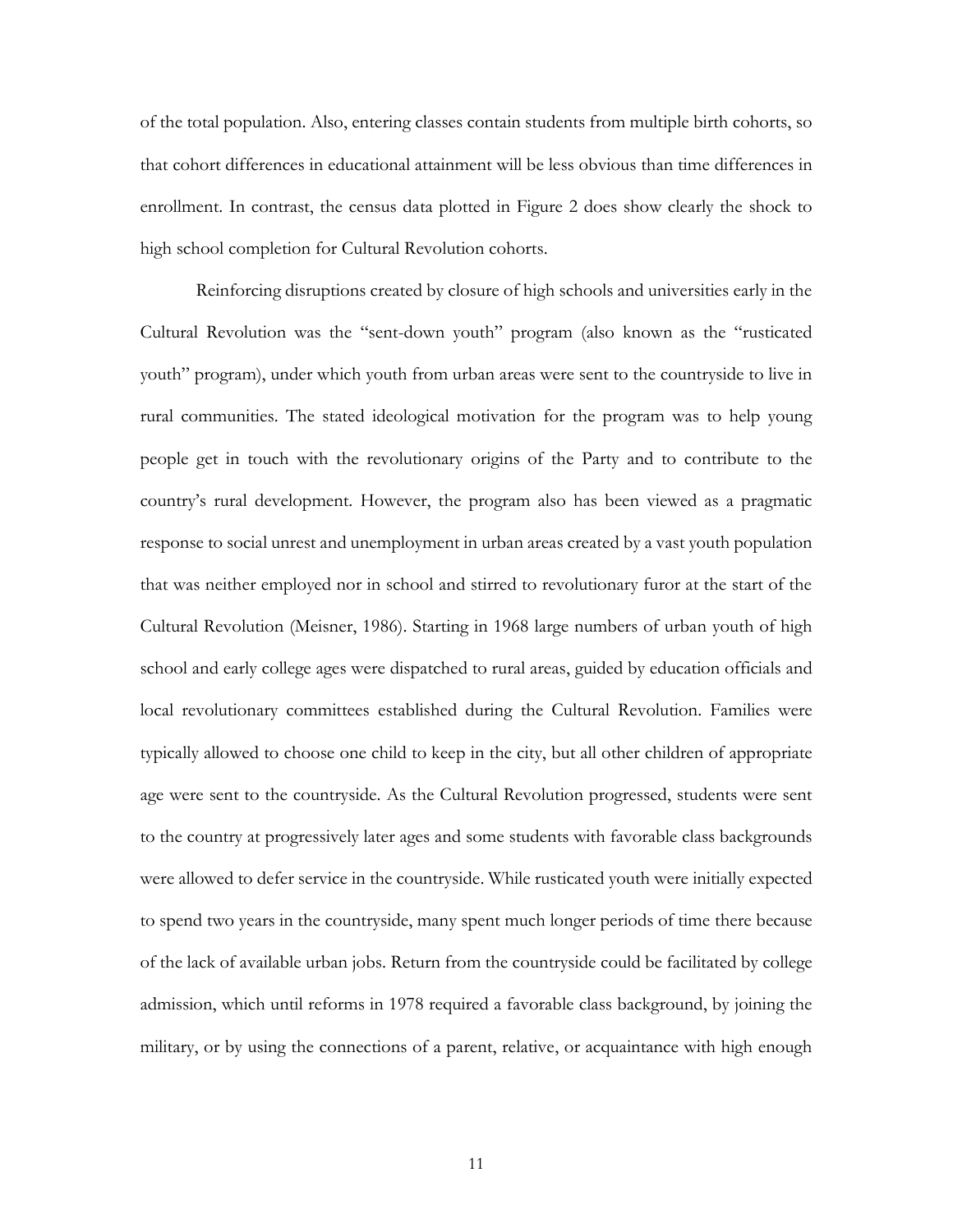of the total population. Also, entering classes contain students from multiple birth cohorts, so that cohort differences in educational attainment will be less obvious than time differences in enrollment. In contrast, the census data plotted in Figure 2 does show clearly the shock to high school completion for Cultural Revolution cohorts.

Reinforcing disruptions created by closure of high schools and universities early in the Cultural Revolution was the "sent-down youth" program (also known as the "rusticated youth" program), under which youth from urban areas were sent to the countryside to live in rural communities. The stated ideological motivation for the program was to help young people get in touch with the revolutionary origins of the Party and to contribute to the country's rural development. However, the program also has been viewed as a pragmatic response to social unrest and unemployment in urban areas created by a vast youth population that was neither employed nor in school and stirred to revolutionary furor at the start of the Cultural Revolution (Meisner, 1986). Starting in 1968 large numbers of urban youth of high school and early college ages were dispatched to rural areas, guided by education officials and local revolutionary committees established during the Cultural Revolution. Families were typically allowed to choose one child to keep in the city, but all other children of appropriate age were sent to the countryside. As the Cultural Revolution progressed, students were sent to the country at progressively later ages and some students with favorable class backgrounds were allowed to defer service in the countryside. While rusticated youth were initially expected to spend two years in the countryside, many spent much longer periods of time there because of the lack of available urban jobs. Return from the countryside could be facilitated by college admission, which until reforms in 1978 required a favorable class background, by joining the military, or by using the connections of a parent, relative, or acquaintance with high enough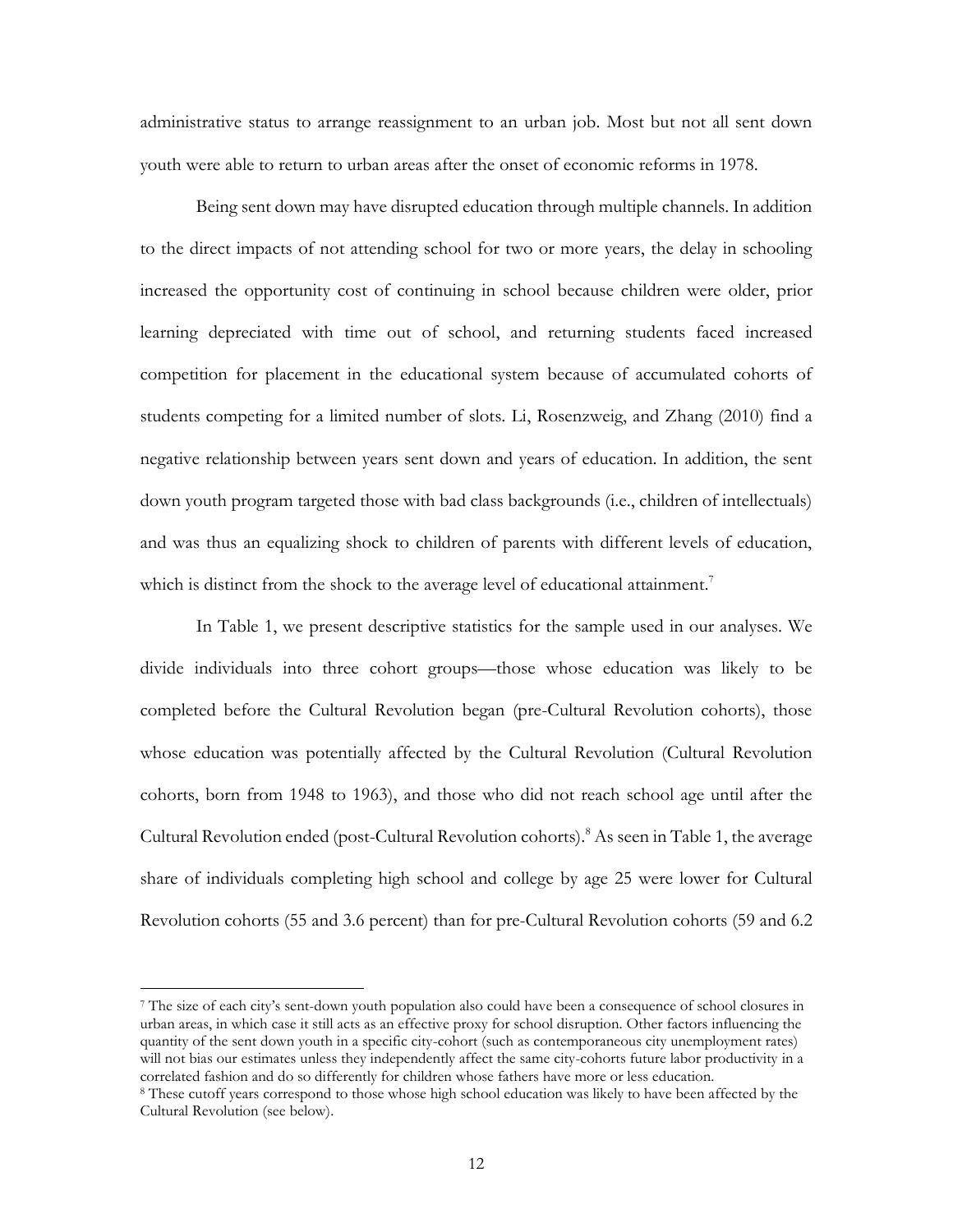administrative status to arrange reassignment to an urban job. Most but not all sent down youth were able to return to urban areas after the onset of economic reforms in 1978.

Being sent down may have disrupted education through multiple channels. In addition to the direct impacts of not attending school for two or more years, the delay in schooling increased the opportunity cost of continuing in school because children were older, prior learning depreciated with time out of school, and returning students faced increased competition for placement in the educational system because of accumulated cohorts of students competing for a limited number of slots. Li, Rosenzweig, and Zhang (2010) find a negative relationship between years sent down and years of education. In addition, the sent down youth program targeted those with bad class backgrounds (i.e., children of intellectuals) and was thus an equalizing shock to children of parents with different levels of education, which is distinct from the shock to the average level of educational attainment.[7]

In Table 1, we present descriptive statistics for the sample used in our analyses. We divide individuals into three cohort groups—those whose education was likely to be completed before the Cultural Revolution began (pre-Cultural Revolution cohorts), those whose education was potentially affected by the Cultural Revolution (Cultural Revolution cohorts, born from 1948 to 1963), and those who did not reach school age until after the Cultural Revolution ended (post-Cultural Revolution cohorts).[8] As seen in Table 1, the average share of individuals completing high school and college by age 25 were lower for Cultural Revolution cohorts (55 and 3.6 percent) than for pre-Cultural Revolution cohorts (59 and 6.2

[7] The size of each city's sent-down youth population also could have been a consequence of school closures in urban areas, in which case it still acts as an effective proxy for school disruption. Other factors influencing the quantity of the sent down youth in a specific city-cohort (such as contemporaneous city unemployment rates) will not bias our estimates unless they independently affect the same city-cohorts future labor productivity in a correlated fashion and do so differently for children whose fathers have more or less education.

[8] These cutoff years correspond to those whose high school education was likely to have been affected by the Cultural Revolution (see below).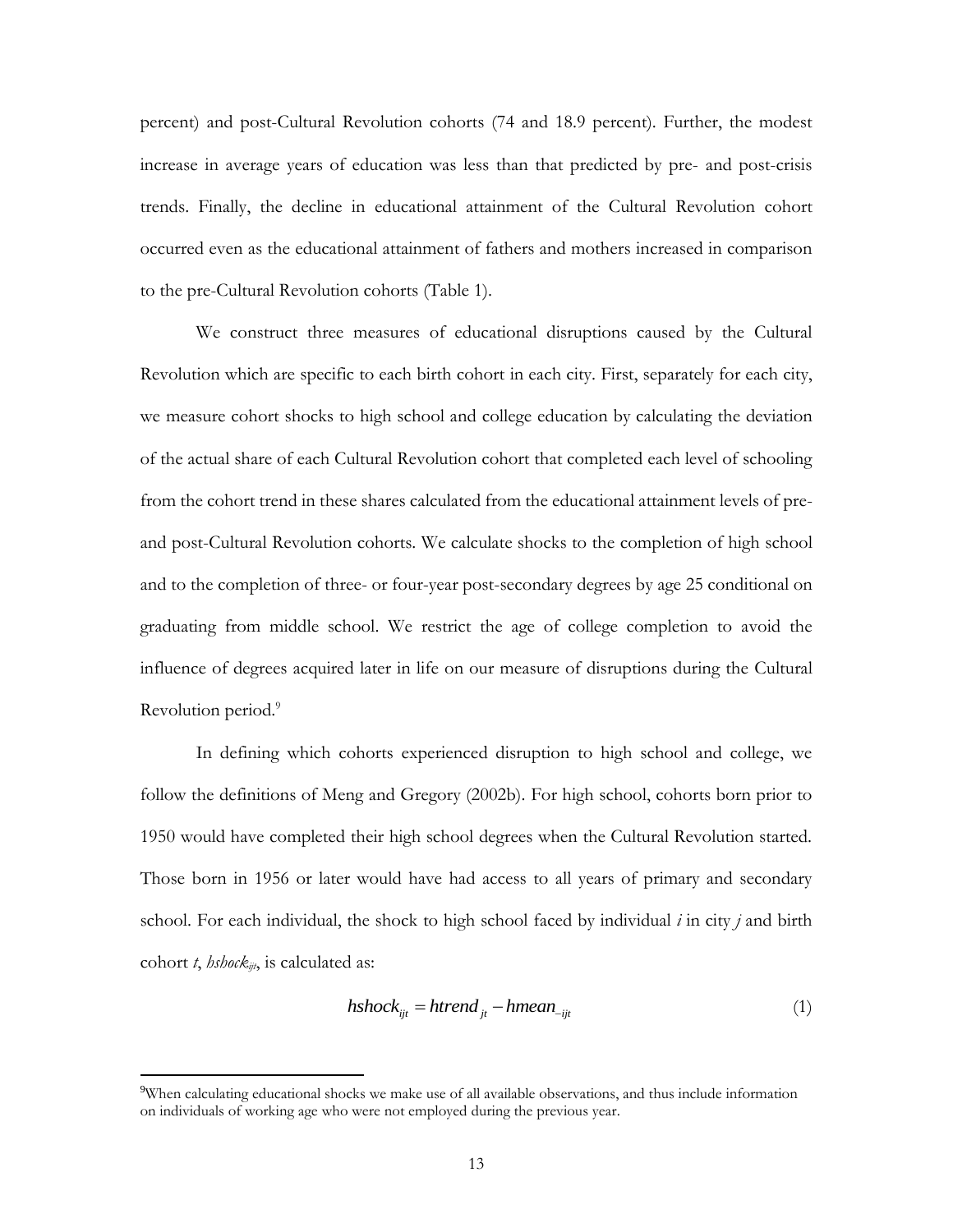percent) and post-Cultural Revolution cohorts (74 and 18.9 percent). Further, the modest increase in average years of education was less than that predicted by pre- and post-crisis trends. Finally, the decline in educational attainment of the Cultural Revolution cohort occurred even as the educational attainment of fathers and mothers increased in comparison to the pre-Cultural Revolution cohorts (Table 1).

We construct three measures of educational disruptions caused by the Cultural Revolution which are specific to each birth cohort in each city. First, separately for each city, we measure cohort shocks to high school and college education by calculating the deviation of the actual share of each Cultural Revolution cohort that completed each level of schooling from the cohort trend in these shares calculated from the educational attainment levels of pre- and post-Cultural Revolution cohorts. We calculate shocks to the completion of high school and to the completion of three- or four-year post-secondary degrees by age 25 conditional on graduating from middle school. We restrict the age of college completion to avoid the influence of degrees acquired later in life on our measure of disruptions during the Cultural Revolution period.[9]

In defining which cohorts experienced disruption to high school and college, we follow the definitions of Meng and Gregory (2002b). For high school, cohorts born prior to 1950 would have completed their high school degrees when the Cultural Revolution started. Those born in 1956 or later would have had access to all years of primary and secondary school. For each individual, the shock to high school faced by individual $i$ in city $j$ and birth cohort $t$, $hshock_{ijt}$, is calculated as:

$$hshock_{ijt} = htrend_{jt} - hmean_{-ijt} \tag{1}$$

[9]When calculating educational shocks we make use of all available observations, and thus include information on individuals of working age who were not employed during the previous year.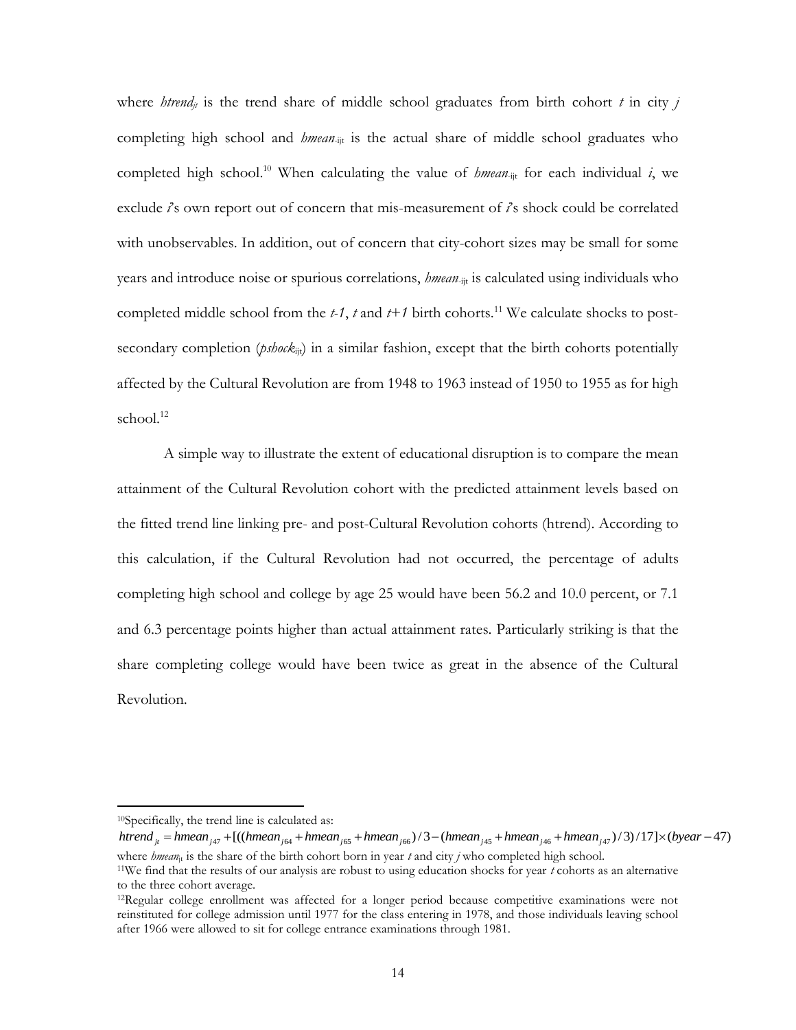where $htrend_{jt}$ is the trend share of middle school graduates from birth cohort $t$ in city $j$ completing high school and $hmean_{-ijt}$ is the actual share of middle school graduates who completed high school.[10] When calculating the value of $hmean_{-ijt}$ for each individual $i$, we exclude $i$'s own report out of concern that mis-measurement of $i$'s shock could be correlated with unobservables. In addition, out of concern that city-cohort sizes may be small for some years and introduce noise or spurious correlations, $hmean_{-ijt}$ is calculated using individuals who completed middle school from the $t$-$1$, $t$ and $t$+$1$ birth cohorts.[11] We calculate shocks to post-secondary completion ($pshock_{ijt}$) in a similar fashion, except that the birth cohorts potentially affected by the Cultural Revolution are from 1948 to 1963 instead of 1950 to 1955 as for high school.[12]

A simple way to illustrate the extent of educational disruption is to compare the mean attainment of the Cultural Revolution cohort with the predicted attainment levels based on the fitted trend line linking pre- and post-Cultural Revolution cohorts (htrend). According to this calculation, if the Cultural Revolution had not occurred, the percentage of adults completing high school and college by age 25 would have been 56.2 and 10.0 percent, or 7.1 and 6.3 percentage points higher than actual attainment rates. Particularly striking is that the share completing college would have been twice as great in the absence of the Cultural Revolution.

---

[10]Specifically, the trend line is calculated as:

$$htrend_{jt} = hmean_{j47} + [((hmean_{j64} + hmean_{j65} + hmean_{j66})/3 - (hmean_{j45} + hmean_{j46} + hmean_{j47})/3)/17] \times (byear - 47)$$

where $hmean_{jt}$ is the share of the birth cohort born in year $t$ and city $j$ who completed high school.

[11]We find that the results of our analysis are robust to using education shocks for year $t$ cohorts as an alternative to the three cohort average.

[12]Regular college enrollment was affected for a longer period because competitive examinations were not reinstituted for college admission until 1977 for the class entering in 1978, and those individuals leaving school after 1966 were allowed to sit for college entrance examinations through 1981.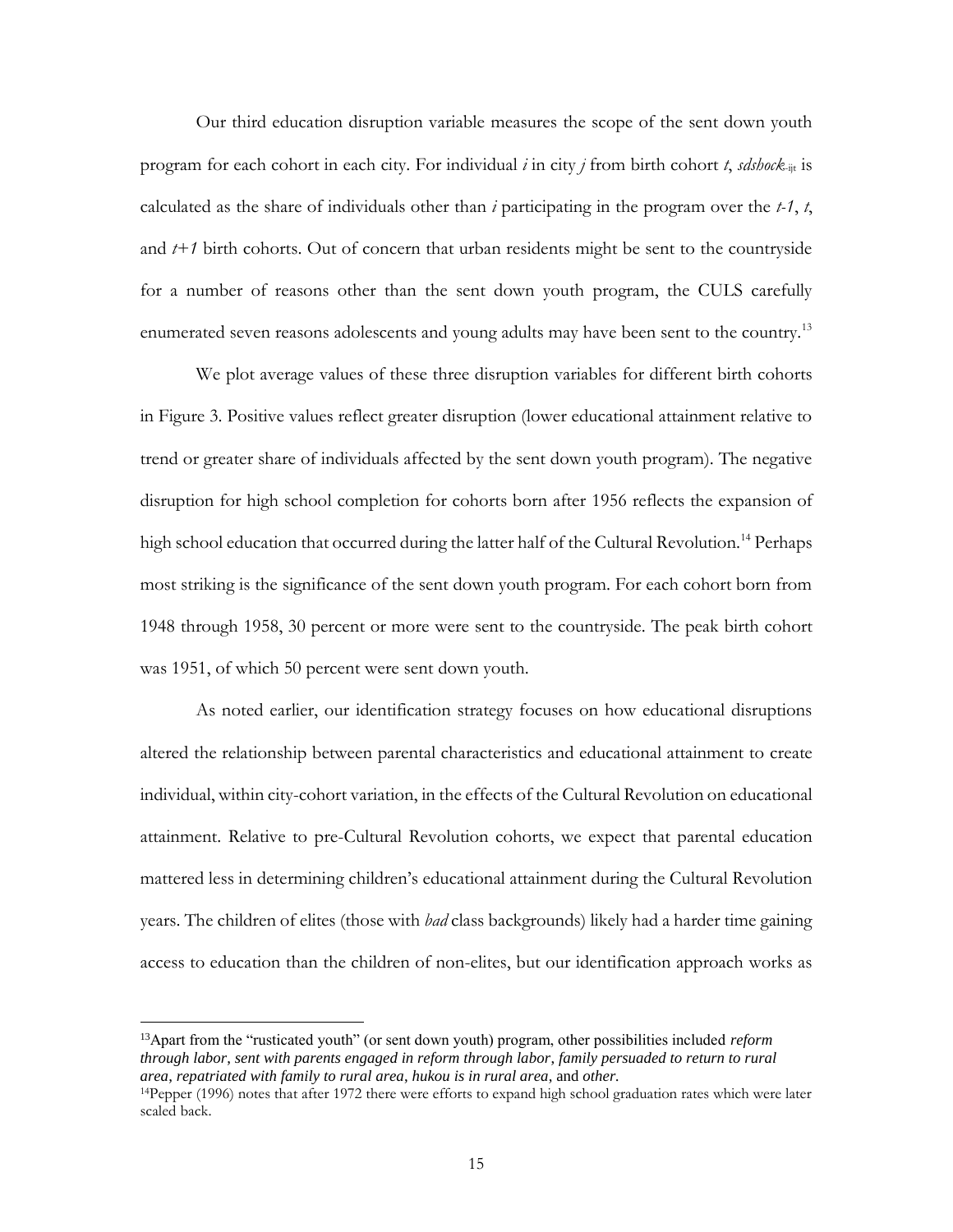Our third education disruption variable measures the scope of the sent down youth program for each cohort in each city. For individual *i* in city *j* from birth cohort *t*, $sdshock_{-ijt}$ is calculated as the share of individuals other than *i* participating in the program over the *t-1*, *t*, and *t+1* birth cohorts. Out of concern that urban residents might be sent to the countryside for a number of reasons other than the sent down youth program, the CULS carefully enumerated seven reasons adolescents and young adults may have been sent to the country.[13]

We plot average values of these three disruption variables for different birth cohorts in Figure 3. Positive values reflect greater disruption (lower educational attainment relative to trend or greater share of individuals affected by the sent down youth program). The negative disruption for high school completion for cohorts born after 1956 reflects the expansion of high school education that occurred during the latter half of the Cultural Revolution.[14] Perhaps most striking is the significance of the sent down youth program. For each cohort born from 1948 through 1958, 30 percent or more were sent to the countryside. The peak birth cohort was 1951, of which 50 percent were sent down youth.

As noted earlier, our identification strategy focuses on how educational disruptions altered the relationship between parental characteristics and educational attainment to create individual, within city-cohort variation, in the effects of the Cultural Revolution on educational attainment. Relative to pre-Cultural Revolution cohorts, we expect that parental education mattered less in determining children's educational attainment during the Cultural Revolution years. The children of elites (those with *bad* class backgrounds) likely had a harder time gaining access to education than the children of non-elites, but our identification approach works as

---

[13]Apart from the "rusticated youth" (or sent down youth) program, other possibilities included *reform through labor*, *sent with parents engaged in reform through labor*, *family persuaded to return to rural area*, *repatriated with family to rural area*, *hukou is in rural area*, and *other*.

[14]Pepper (1996) notes that after 1972 there were efforts to expand high school graduation rates which were later scaled back.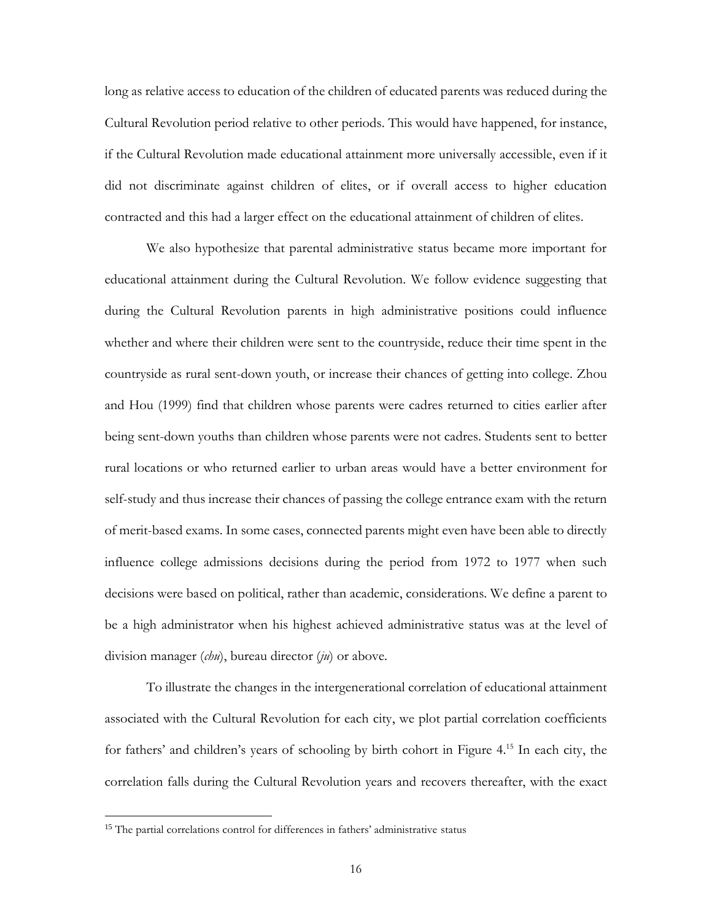long as relative access to education of the children of educated parents was reduced during the Cultural Revolution period relative to other periods. This would have happened, for instance, if the Cultural Revolution made educational attainment more universally accessible, even if it did not discriminate against children of elites, or if overall access to higher education contracted and this had a larger effect on the educational attainment of children of elites.

We also hypothesize that parental administrative status became more important for educational attainment during the Cultural Revolution. We follow evidence suggesting that during the Cultural Revolution parents in high administrative positions could influence whether and where their children were sent to the countryside, reduce their time spent in the countryside as rural sent-down youth, or increase their chances of getting into college. Zhou and Hou (1999) find that children whose parents were cadres returned to cities earlier after being sent-down youths than children whose parents were not cadres. Students sent to better rural locations or who returned earlier to urban areas would have a better environment for self-study and thus increase their chances of passing the college entrance exam with the return of merit-based exams. In some cases, connected parents might even have been able to directly influence college admissions decisions during the period from 1972 to 1977 when such decisions were based on political, rather than academic, considerations. We define a parent to be a high administrator when his highest achieved administrative status was at the level of division manager (*chu*), bureau director (*ju*) or above.

To illustrate the changes in the intergenerational correlation of educational attainment associated with the Cultural Revolution for each city, we plot partial correlation coefficients for fathers' and children's years of schooling by birth cohort in Figure 4.[15] In each city, the correlation falls during the Cultural Revolution years and recovers thereafter, with the exact

[15] The partial correlations control for differences in fathers' administrative status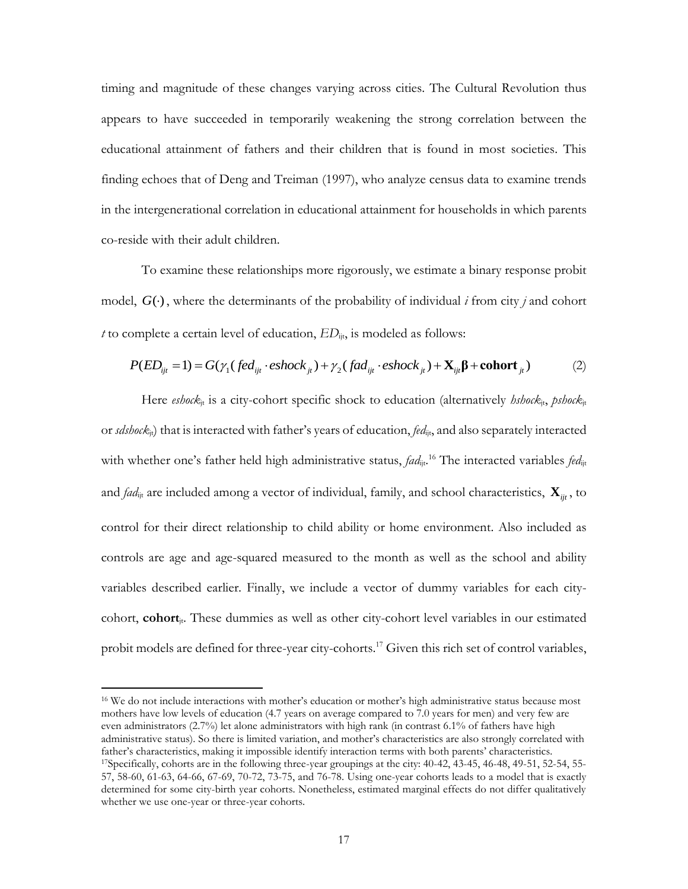timing and magnitude of these changes varying across cities. The Cultural Revolution thus appears to have succeeded in temporarily weakening the strong correlation between the educational attainment of fathers and their children that is found in most societies. This finding echoes that of Deng and Treiman (1997), who analyze census data to examine trends in the intergenerational correlation in educational attainment for households in which parents co-reside with their adult children.

To examine these relationships more rigorously, we estimate a binary response probit model, $G(\cdot)$, where the determinants of the probability of individual *i* from city *j* and cohort *t* to complete a certain level of education, $ED_{ijt}$, is modeled as follows:

$$P(ED_{ijt} = 1) = G(\gamma_1(fed_{ijt} \cdot eshock_{jt}) + \gamma_2(fad_{ijt} \cdot eshock_{jt}) + \mathbf{X}_{ijt}\boldsymbol{\beta} + \mathbf{cohort}_{jt}) \qquad (2)$$

Here $eshock_{jt}$ is a city-cohort specific shock to education (alternatively $hshock_{jt}$, $pshock_{jt}$ or $sdshock_{jt}$) that is interacted with father's years of education, $fed_{ijt}$, and also separately interacted with whether one's father held high administrative status, $fad_{ijt}$.[16] The interacted variables $fed_{ijt}$ and $fad_{ijt}$ are included among a vector of individual, family, and school characteristics, $\mathbf{X}_{ijt}$, to control for their direct relationship to child ability or home environment. Also included as controls are age and age-squared measured to the month as well as the school and ability variables described earlier. Finally, we include a vector of dummy variables for each city-cohort, $\mathbf{cohort}_{jt}$. These dummies as well as other city-cohort level variables in our estimated probit models are defined for three-year city-cohorts.[17] Given this rich set of control variables,

---

[16] We do not include interactions with mother's education or mother's high administrative status because most mothers have low levels of education (4.7 years on average compared to 7.0 years for men) and very few are even administrators (2.7%) let alone administrators with high rank (in contrast 6.1% of fathers have high administrative status). So there is limited variation, and mother's characteristics are also strongly correlated with father's characteristics, making it impossible identify interaction terms with both parents' characteristics.

[17] Specifically, cohorts are in the following three-year groupings at the city: 40-42, 43-45, 46-48, 49-51, 52-54, 55-57, 58-60, 61-63, 64-66, 67-69, 70-72, 73-75, and 76-78. Using one-year cohorts leads to a model that is exactly determined for some city-birth year cohorts. Nonetheless, estimated marginal effects do not differ qualitatively whether we use one-year or three-year cohorts.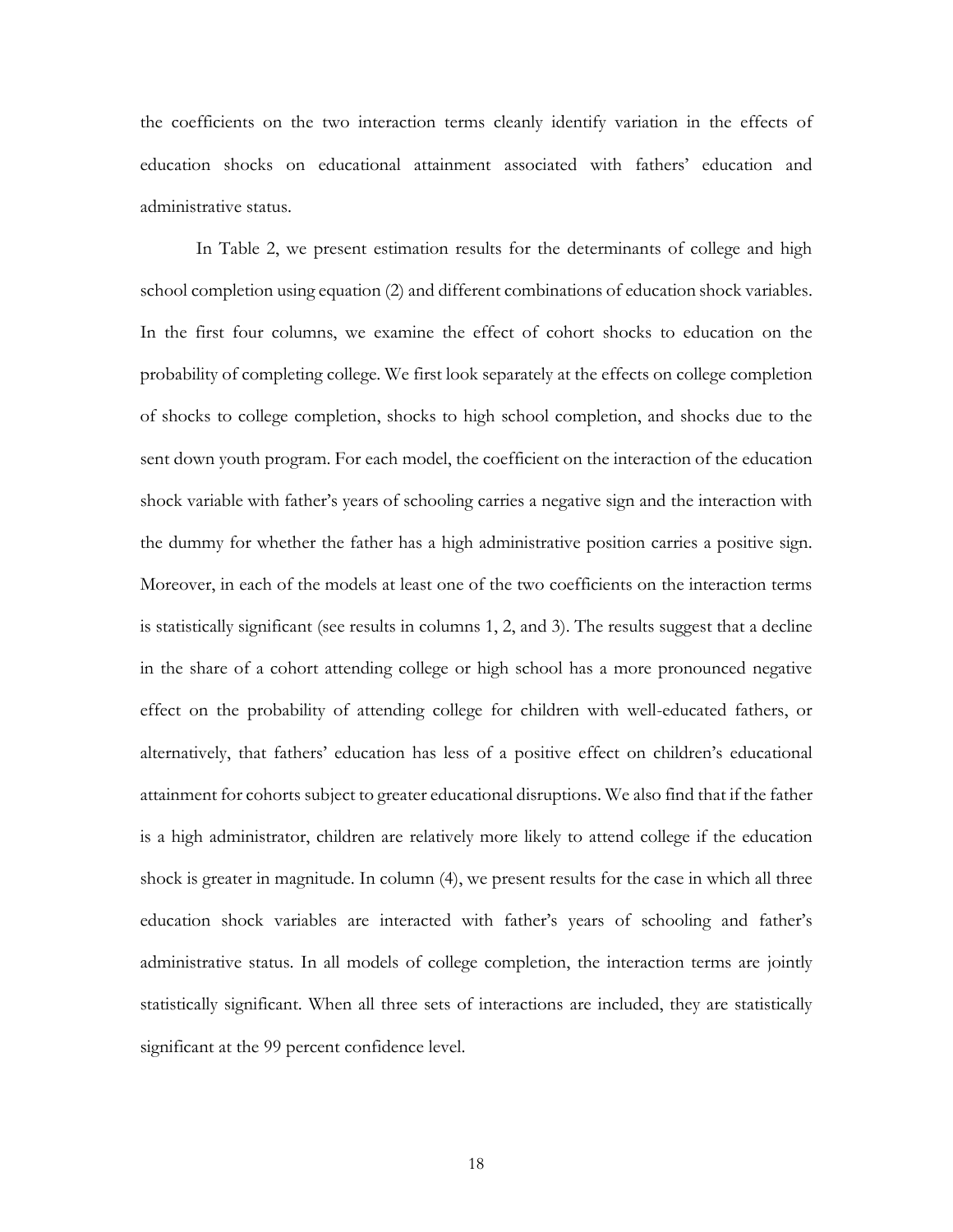the coefficients on the two interaction terms cleanly identify variation in the effects of education shocks on educational attainment associated with fathers' education and administrative status.

In Table 2, we present estimation results for the determinants of college and high school completion using equation (2) and different combinations of education shock variables. In the first four columns, we examine the effect of cohort shocks to education on the probability of completing college. We first look separately at the effects on college completion of shocks to college completion, shocks to high school completion, and shocks due to the sent down youth program. For each model, the coefficient on the interaction of the education shock variable with father's years of schooling carries a negative sign and the interaction with the dummy for whether the father has a high administrative position carries a positive sign. Moreover, in each of the models at least one of the two coefficients on the interaction terms is statistically significant (see results in columns 1, 2, and 3). The results suggest that a decline in the share of a cohort attending college or high school has a more pronounced negative effect on the probability of attending college for children with well-educated fathers, or alternatively, that fathers' education has less of a positive effect on children's educational attainment for cohorts subject to greater educational disruptions. We also find that if the father is a high administrator, children are relatively more likely to attend college if the education shock is greater in magnitude. In column (4), we present results for the case in which all three education shock variables are interacted with father's years of schooling and father's administrative status. In all models of college completion, the interaction terms are jointly statistically significant. When all three sets of interactions are included, they are statistically significant at the 99 percent confidence level.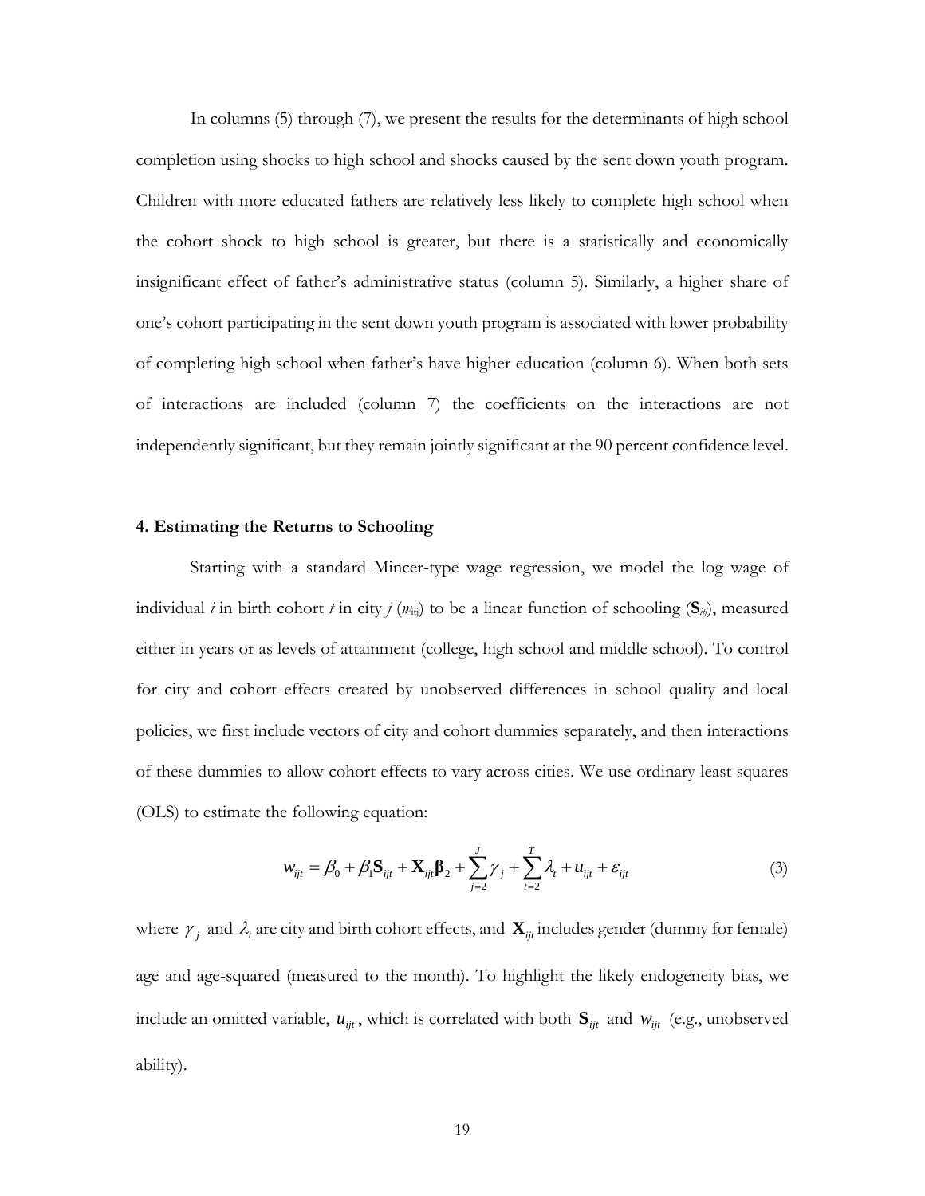In columns (5) through (7), we present the results for the determinants of high school completion using shocks to high school and shocks caused by the sent down youth program. Children with more educated fathers are relatively less likely to complete high school when the cohort shock to high school is greater, but there is a statistically and economically insignificant effect of father's administrative status (column 5). Similarly, a higher share of one's cohort participating in the sent down youth program is associated with lower probability of completing high school when father's have higher education (column 6). When both sets of interactions are included (column 7) the coefficients on the interactions are not independently significant, but they remain jointly significant at the 90 percent confidence level.

#### 4. Estimating the Returns to Schooling

Starting with a standard Mincer-type wage regression, we model the log wage of individual *i* in birth cohort *t* in city *j* ($w_{itj}$) to be a linear function of schooling ($\mathbf{S}_{itj}$), measured either in years or as levels of attainment (college, high school and middle school). To control for city and cohort effects created by unobserved differences in school quality and local policies, we first include vectors of city and cohort dummies separately, and then interactions of these dummies to allow cohort effects to vary across cities. We use ordinary least squares (OLS) to estimate the following equation:

$$w_{ijt} = \beta_0 + \beta_1 \mathbf{S}_{ijt} + \mathbf{X}_{ijt}\boldsymbol{\beta}_2 + \sum_{j=2}^{J}\gamma_j + \sum_{t=2}^{T}\lambda_t + u_{ijt} + \varepsilon_{ijt} \tag{3}$$

where $\gamma_j$ and $\lambda_t$ are city and birth cohort effects, and $\mathbf{X}_{ijt}$ includes gender (dummy for female) age and age-squared (measured to the month). To highlight the likely endogeneity bias, we include an omitted variable, $u_{ijt}$, which is correlated with both $\mathbf{S}_{ijt}$ and $w_{ijt}$ (e.g., unobserved ability).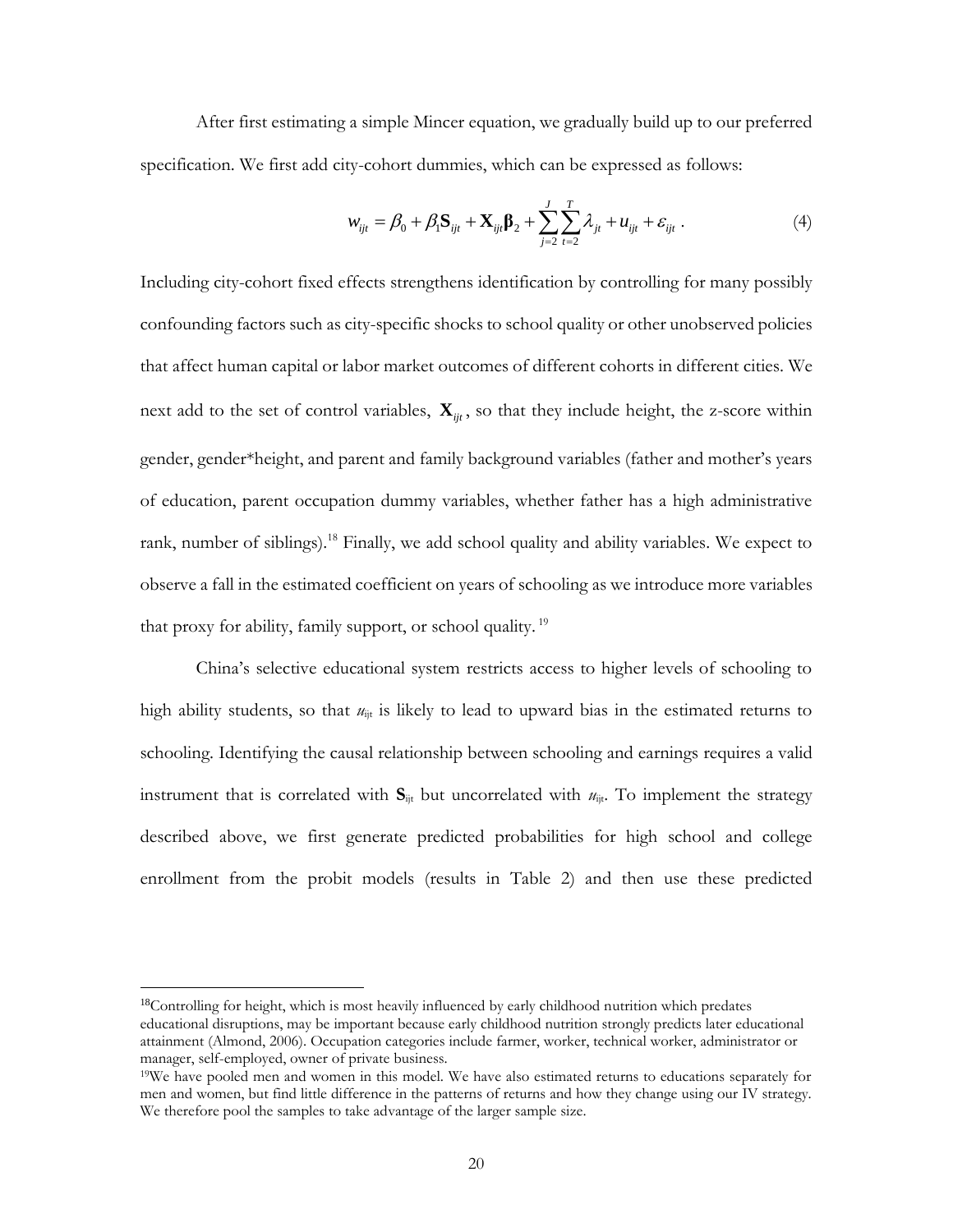After first estimating a simple Mincer equation, we gradually build up to our preferred specification. We first add city-cohort dummies, which can be expressed as follows:

$$w_{ijt} = \beta_0 + \beta_1 \mathbf{S}_{ijt} + \mathbf{X}_{ijt}\boldsymbol{\beta}_2 + \sum_{j=2}^{J}\sum_{t=2}^{T}\lambda_{jt} + u_{ijt} + \varepsilon_{ijt} \ . \tag{4}$$

Including city-cohort fixed effects strengthens identification by controlling for many possibly confounding factors such as city-specific shocks to school quality or other unobserved policies that affect human capital or labor market outcomes of different cohorts in different cities. We next add to the set of control variables, $\mathbf{X}_{ijt}$, so that they include height, the z-score within gender, gender*height, and parent and family background variables (father and mother's years of education, parent occupation dummy variables, whether father has a high administrative rank, number of siblings).[18] Finally, we add school quality and ability variables. We expect to observe a fall in the estimated coefficient on years of schooling as we introduce more variables that proxy for ability, family support, or school quality.[19]

China's selective educational system restricts access to higher levels of schooling to high ability students, so that $u_{ijt}$ is likely to lead to upward bias in the estimated returns to schooling. Identifying the causal relationship between schooling and earnings requires a valid instrument that is correlated with $\mathbf{S}_{ijt}$ but uncorrelated with $u_{ijt}$. To implement the strategy described above, we first generate predicted probabilities for high school and college enrollment from the probit models (results in Table 2) and then use these predicted

[18]Controlling for height, which is most heavily influenced by early childhood nutrition which predates educational disruptions, may be important because early childhood nutrition strongly predicts later educational attainment (Almond, 2006). Occupation categories include farmer, worker, technical worker, administrator or manager, self-employed, owner of private business.

[19]We have pooled men and women in this model. We have also estimated returns to educations separately for men and women, but find little difference in the patterns of returns and how they change using our IV strategy. We therefore pool the samples to take advantage of the larger sample size.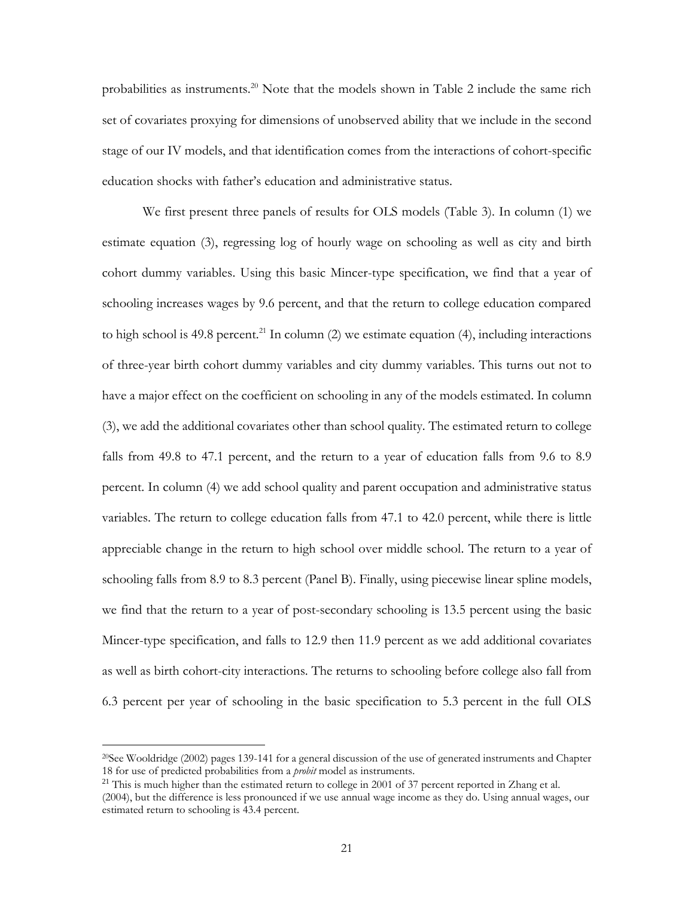probabilities as instruments.[20] Note that the models shown in Table 2 include the same rich set of covariates proxying for dimensions of unobserved ability that we include in the second stage of our IV models, and that identification comes from the interactions of cohort-specific education shocks with father's education and administrative status.

We first present three panels of results for OLS models (Table 3). In column (1) we estimate equation (3), regressing log of hourly wage on schooling as well as city and birth cohort dummy variables. Using this basic Mincer-type specification, we find that a year of schooling increases wages by 9.6 percent, and that the return to college education compared to high school is 49.8 percent.[21] In column (2) we estimate equation (4), including interactions of three-year birth cohort dummy variables and city dummy variables. This turns out not to have a major effect on the coefficient on schooling in any of the models estimated. In column (3), we add the additional covariates other than school quality. The estimated return to college falls from 49.8 to 47.1 percent, and the return to a year of education falls from 9.6 to 8.9 percent. In column (4) we add school quality and parent occupation and administrative status variables. The return to college education falls from 47.1 to 42.0 percent, while there is little appreciable change in the return to high school over middle school. The return to a year of schooling falls from 8.9 to 8.3 percent (Panel B). Finally, using piecewise linear spline models, we find that the return to a year of post-secondary schooling is 13.5 percent using the basic Mincer-type specification, and falls to 12.9 then 11.9 percent as we add additional covariates as well as birth cohort-city interactions. The returns to schooling before college also fall from 6.3 percent per year of schooling in the basic specification to 5.3 percent in the full OLS

---

[20] See Wooldridge (2002) pages 139-141 for a general discussion of the use of generated instruments and Chapter 18 for use of predicted probabilities from a *probit* model as instruments.

[21] This is much higher than the estimated return to college in 2001 of 37 percent reported in Zhang et al. (2004), but the difference is less pronounced if we use annual wage income as they do. Using annual wages, our estimated return to schooling is 43.4 percent.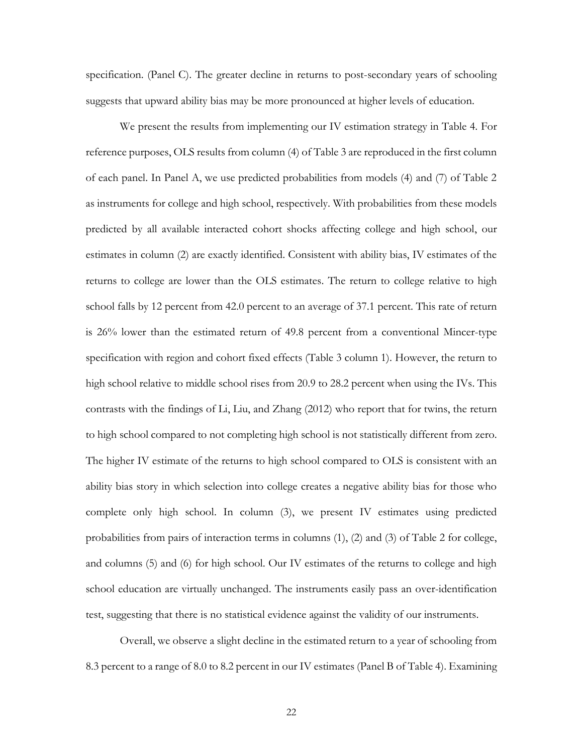specification. (Panel C). The greater decline in returns to post-secondary years of schooling suggests that upward ability bias may be more pronounced at higher levels of education.

We present the results from implementing our IV estimation strategy in Table 4. For reference purposes, OLS results from column (4) of Table 3 are reproduced in the first column of each panel. In Panel A, we use predicted probabilities from models (4) and (7) of Table 2 as instruments for college and high school, respectively. With probabilities from these models predicted by all available interacted cohort shocks affecting college and high school, our estimates in column (2) are exactly identified. Consistent with ability bias, IV estimates of the returns to college are lower than the OLS estimates. The return to college relative to high school falls by 12 percent from 42.0 percent to an average of 37.1 percent. This rate of return is 26% lower than the estimated return of 49.8 percent from a conventional Mincer-type specification with region and cohort fixed effects (Table 3 column 1). However, the return to high school relative to middle school rises from 20.9 to 28.2 percent when using the IVs. This contrasts with the findings of Li, Liu, and Zhang (2012) who report that for twins, the return to high school compared to not completing high school is not statistically different from zero. The higher IV estimate of the returns to high school compared to OLS is consistent with an ability bias story in which selection into college creates a negative ability bias for those who complete only high school. In column (3), we present IV estimates using predicted probabilities from pairs of interaction terms in columns (1), (2) and (3) of Table 2 for college, and columns (5) and (6) for high school. Our IV estimates of the returns to college and high school education are virtually unchanged. The instruments easily pass an over-identification test, suggesting that there is no statistical evidence against the validity of our instruments.

Overall, we observe a slight decline in the estimated return to a year of schooling from 8.3 percent to a range of 8.0 to 8.2 percent in our IV estimates (Panel B of Table 4). Examining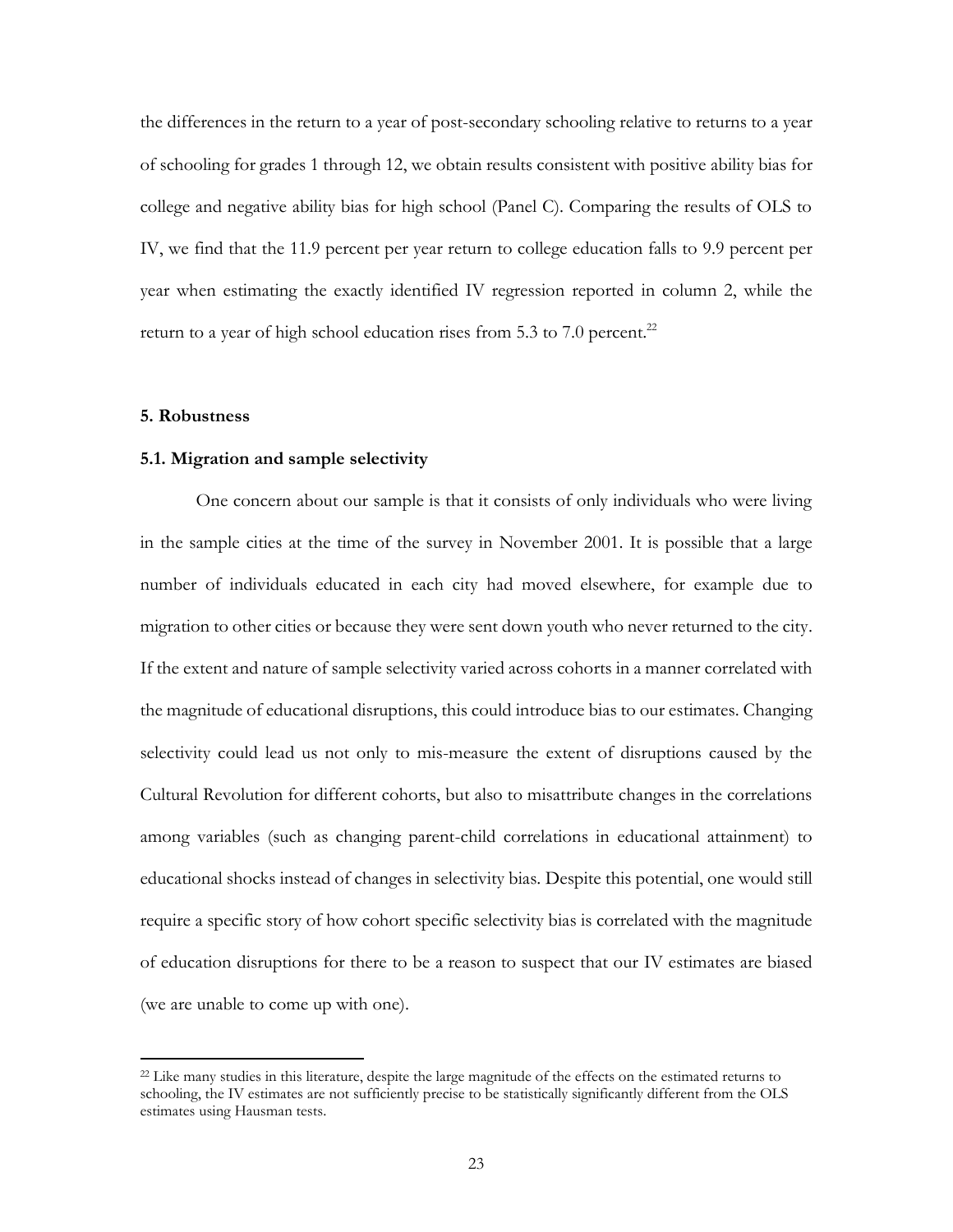the differences in the return to a year of post-secondary schooling relative to returns to a year of schooling for grades 1 through 12, we obtain results consistent with positive ability bias for college and negative ability bias for high school (Panel C). Comparing the results of OLS to IV, we find that the 11.9 percent per year return to college education falls to 9.9 percent per year when estimating the exactly identified IV regression reported in column 2, while the return to a year of high school education rises from 5.3 to 7.0 percent.[22]

## 5. Robustness

### 5.1. Migration and sample selectivity

One concern about our sample is that it consists of only individuals who were living in the sample cities at the time of the survey in November 2001. It is possible that a large number of individuals educated in each city had moved elsewhere, for example due to migration to other cities or because they were sent down youth who never returned to the city. If the extent and nature of sample selectivity varied across cohorts in a manner correlated with the magnitude of educational disruptions, this could introduce bias to our estimates. Changing selectivity could lead us not only to mis-measure the extent of disruptions caused by the Cultural Revolution for different cohorts, but also to misattribute changes in the correlations among variables (such as changing parent-child correlations in educational attainment) to educational shocks instead of changes in selectivity bias. Despite this potential, one would still require a specific story of how cohort specific selectivity bias is correlated with the magnitude of education disruptions for there to be a reason to suspect that our IV estimates are biased (we are unable to come up with one).

---

[22] Like many studies in this literature, despite the large magnitude of the effects on the estimated returns to schooling, the IV estimates are not sufficiently precise to be statistically significantly different from the OLS estimates using Hausman tests.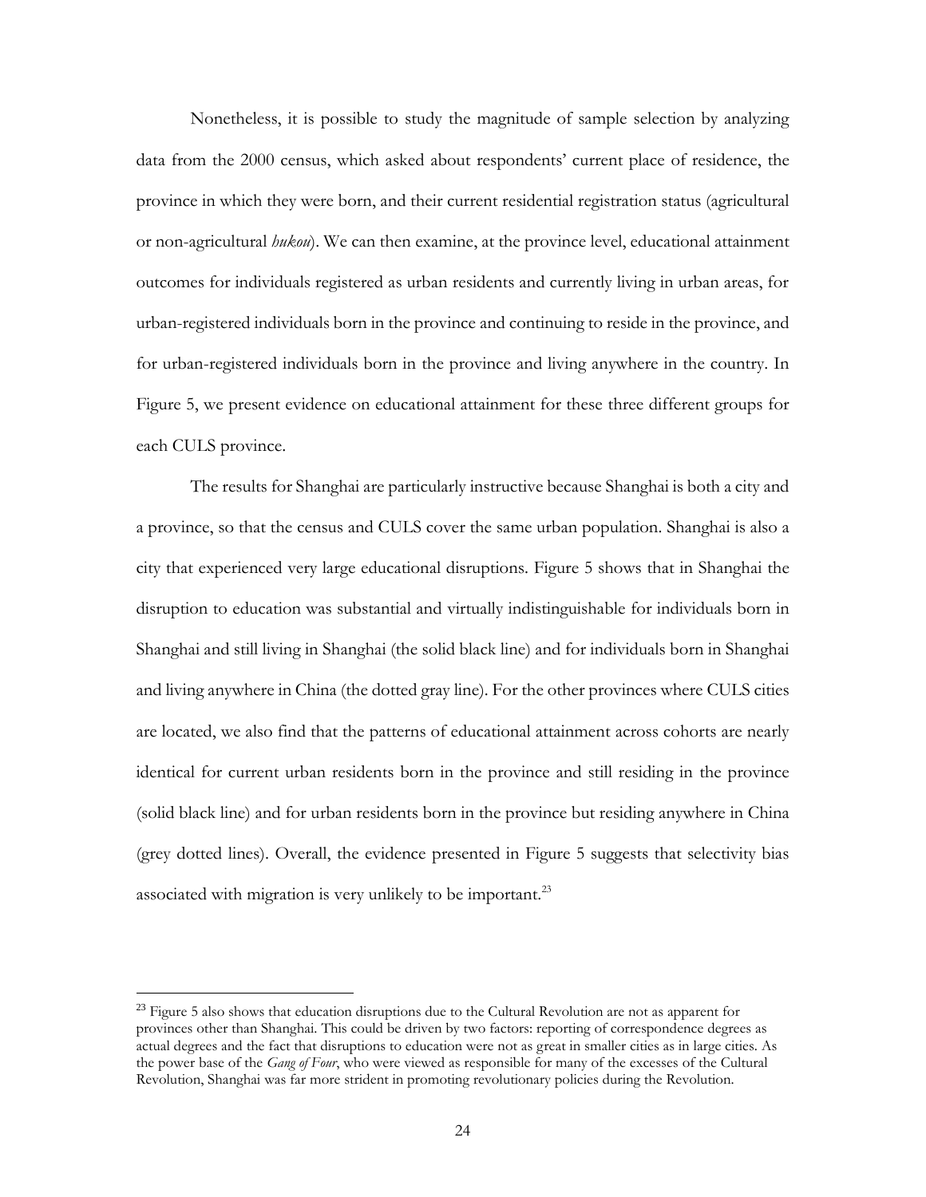Nonetheless, it is possible to study the magnitude of sample selection by analyzing data from the 2000 census, which asked about respondents' current place of residence, the province in which they were born, and their current residential registration status (agricultural or non-agricultural *hukou*). We can then examine, at the province level, educational attainment outcomes for individuals registered as urban residents and currently living in urban areas, for urban-registered individuals born in the province and continuing to reside in the province, and for urban-registered individuals born in the province and living anywhere in the country. In Figure 5, we present evidence on educational attainment for these three different groups for each CULS province.

The results for Shanghai are particularly instructive because Shanghai is both a city and a province, so that the census and CULS cover the same urban population. Shanghai is also a city that experienced very large educational disruptions. Figure 5 shows that in Shanghai the disruption to education was substantial and virtually indistinguishable for individuals born in Shanghai and still living in Shanghai (the solid black line) and for individuals born in Shanghai and living anywhere in China (the dotted gray line). For the other provinces where CULS cities are located, we also find that the patterns of educational attainment across cohorts are nearly identical for current urban residents born in the province and still residing in the province (solid black line) and for urban residents born in the province but residing anywhere in China (grey dotted lines). Overall, the evidence presented in Figure 5 suggests that selectivity bias associated with migration is very unlikely to be important.[23]

---

[23] Figure 5 also shows that education disruptions due to the Cultural Revolution are not as apparent for provinces other than Shanghai. This could be driven by two factors: reporting of correspondence degrees as actual degrees and the fact that disruptions to education were not as great in smaller cities as in large cities. As the power base of the *Gang of Four*, who were viewed as responsible for many of the excesses of the Cultural Revolution, Shanghai was far more strident in promoting revolutionary policies during the Revolution.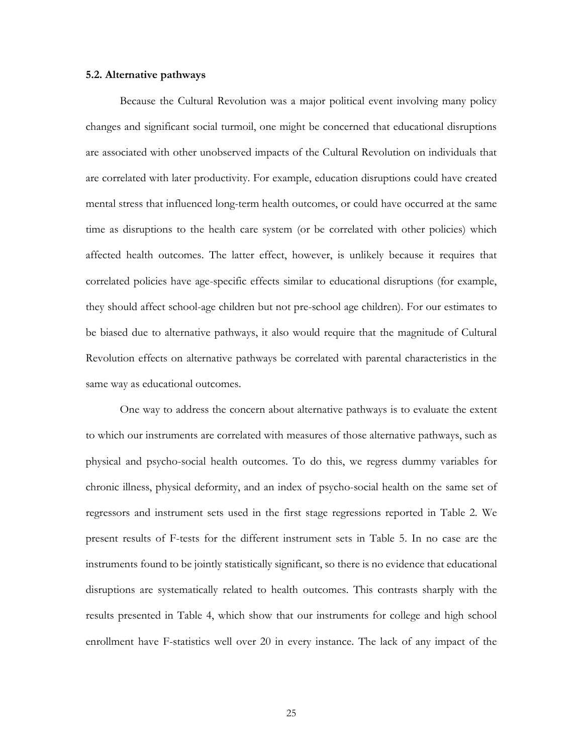### 5.2. Alternative pathways

Because the Cultural Revolution was a major political event involving many policy changes and significant social turmoil, one might be concerned that educational disruptions are associated with other unobserved impacts of the Cultural Revolution on individuals that are correlated with later productivity. For example, education disruptions could have created mental stress that influenced long-term health outcomes, or could have occurred at the same time as disruptions to the health care system (or be correlated with other policies) which affected health outcomes. The latter effect, however, is unlikely because it requires that correlated policies have age-specific effects similar to educational disruptions (for example, they should affect school-age children but not pre-school age children). For our estimates to be biased due to alternative pathways, it also would require that the magnitude of Cultural Revolution effects on alternative pathways be correlated with parental characteristics in the same way as educational outcomes.

One way to address the concern about alternative pathways is to evaluate the extent to which our instruments are correlated with measures of those alternative pathways, such as physical and psycho-social health outcomes. To do this, we regress dummy variables for chronic illness, physical deformity, and an index of psycho-social health on the same set of regressors and instrument sets used in the first stage regressions reported in Table 2. We present results of F-tests for the different instrument sets in Table 5. In no case are the instruments found to be jointly statistically significant, so there is no evidence that educational disruptions are systematically related to health outcomes. This contrasts sharply with the results presented in Table 4, which show that our instruments for college and high school enrollment have F-statistics well over 20 in every instance. The lack of any impact of the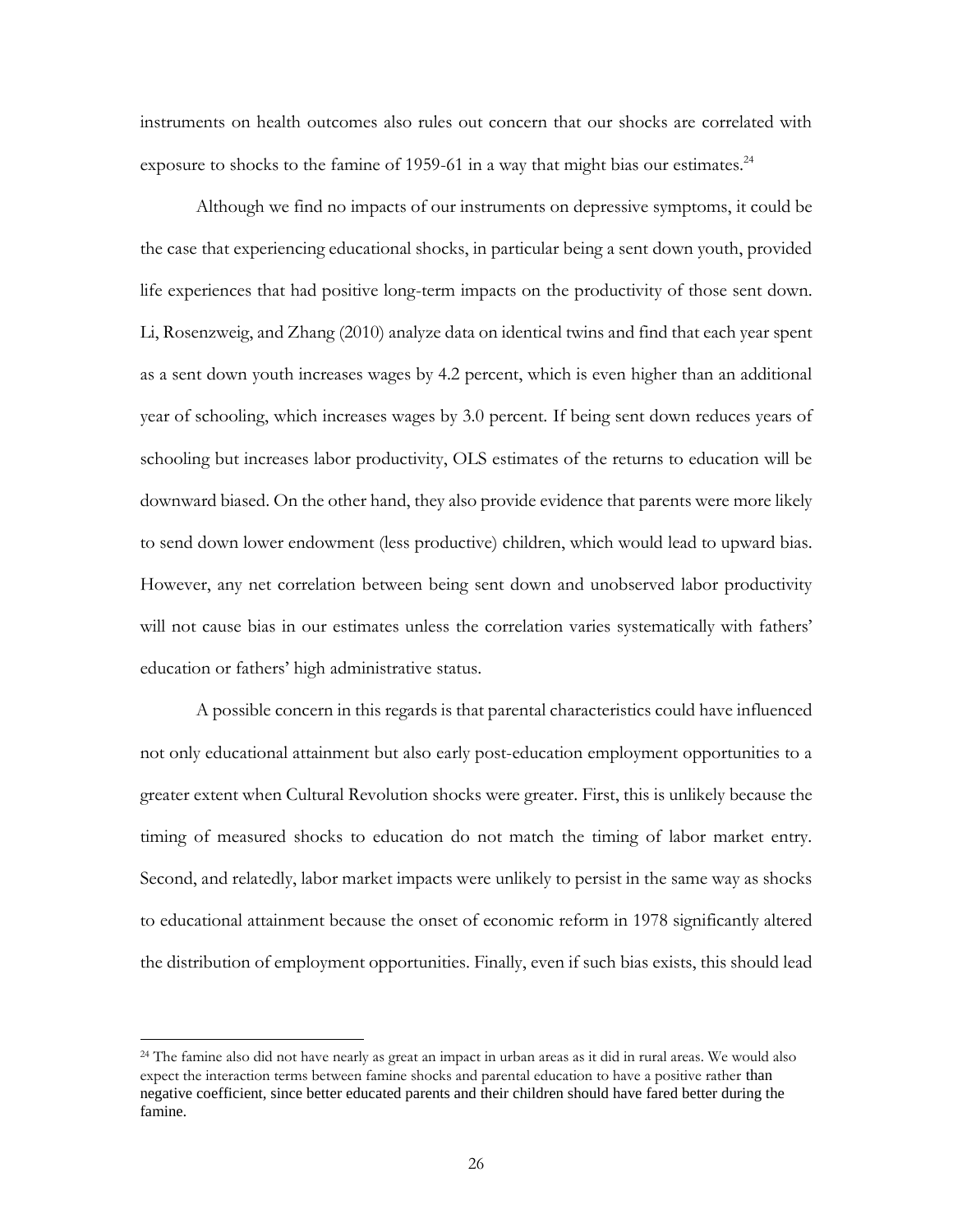instruments on health outcomes also rules out concern that our shocks are correlated with exposure to shocks to the famine of 1959-61 in a way that might bias our estimates.[24]

Although we find no impacts of our instruments on depressive symptoms, it could be the case that experiencing educational shocks, in particular being a sent down youth, provided life experiences that had positive long-term impacts on the productivity of those sent down. Li, Rosenzweig, and Zhang (2010) analyze data on identical twins and find that each year spent as a sent down youth increases wages by 4.2 percent, which is even higher than an additional year of schooling, which increases wages by 3.0 percent. If being sent down reduces years of schooling but increases labor productivity, OLS estimates of the returns to education will be downward biased. On the other hand, they also provide evidence that parents were more likely to send down lower endowment (less productive) children, which would lead to upward bias. However, any net correlation between being sent down and unobserved labor productivity will not cause bias in our estimates unless the correlation varies systematically with fathers' education or fathers' high administrative status.

A possible concern in this regards is that parental characteristics could have influenced not only educational attainment but also early post-education employment opportunities to a greater extent when Cultural Revolution shocks were greater. First, this is unlikely because the timing of measured shocks to education do not match the timing of labor market entry. Second, and relatedly, labor market impacts were unlikely to persist in the same way as shocks to educational attainment because the onset of economic reform in 1978 significantly altered the distribution of employment opportunities. Finally, even if such bias exists, this should lead

[24] The famine also did not have nearly as great an impact in urban areas as it did in rural areas. We would also expect the interaction terms between famine shocks and parental education to have a positive rather than negative coefficient, since better educated parents and their children should have fared better during the famine.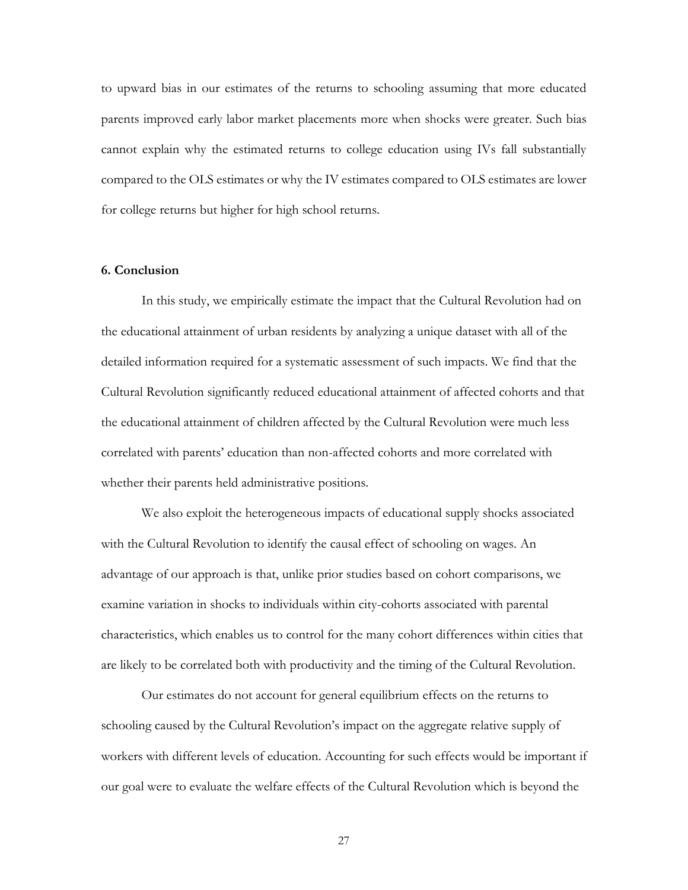to upward bias in our estimates of the returns to schooling assuming that more educated parents improved early labor market placements more when shocks were greater. Such bias cannot explain why the estimated returns to college education using IVs fall substantially compared to the OLS estimates or why the IV estimates compared to OLS estimates are lower for college returns but higher for high school returns.

## 6. Conclusion

In this study, we empirically estimate the impact that the Cultural Revolution had on the educational attainment of urban residents by analyzing a unique dataset with all of the detailed information required for a systematic assessment of such impacts. We find that the Cultural Revolution significantly reduced educational attainment of affected cohorts and that the educational attainment of children affected by the Cultural Revolution were much less correlated with parents' education than non-affected cohorts and more correlated with whether their parents held administrative positions.

We also exploit the heterogeneous impacts of educational supply shocks associated with the Cultural Revolution to identify the causal effect of schooling on wages. An advantage of our approach is that, unlike prior studies based on cohort comparisons, we examine variation in shocks to individuals within city-cohorts associated with parental characteristics, which enables us to control for the many cohort differences within cities that are likely to be correlated both with productivity and the timing of the Cultural Revolution.

Our estimates do not account for general equilibrium effects on the returns to schooling caused by the Cultural Revolution's impact on the aggregate relative supply of workers with different levels of education. Accounting for such effects would be important if our goal were to evaluate the welfare effects of the Cultural Revolution which is beyond the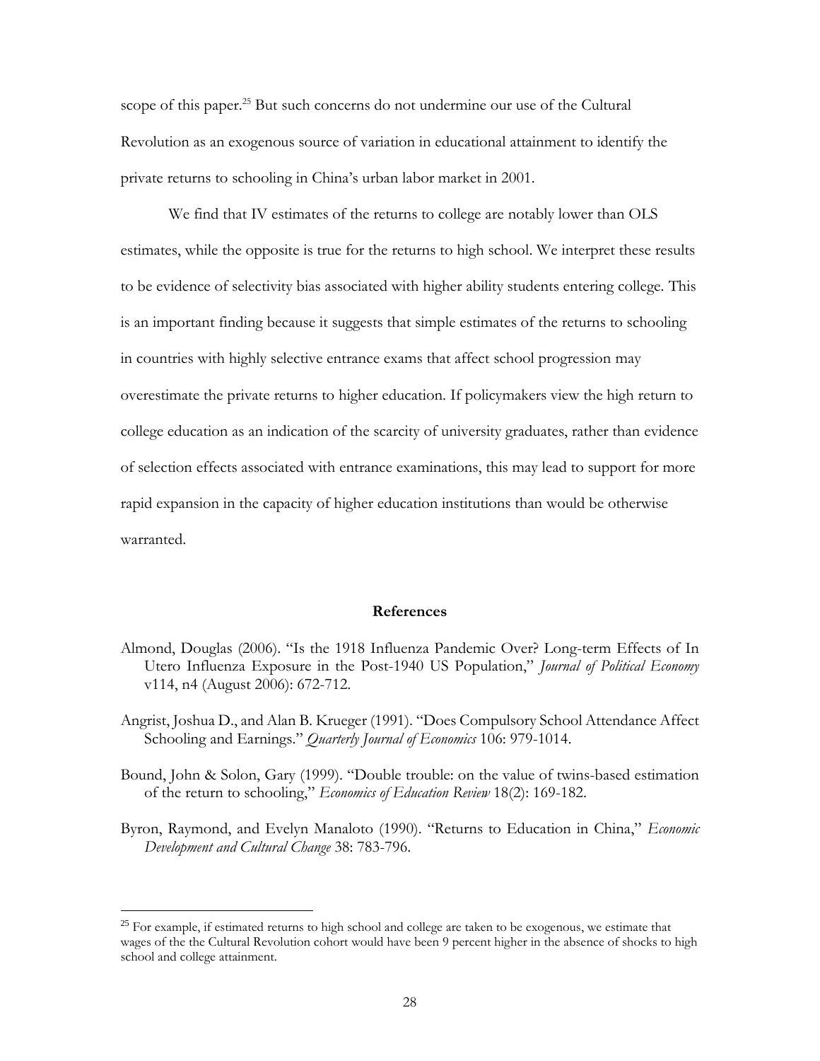scope of this paper.[25] But such concerns do not undermine our use of the Cultural Revolution as an exogenous source of variation in educational attainment to identify the private returns to schooling in China's urban labor market in 2001.

We find that IV estimates of the returns to college are notably lower than OLS estimates, while the opposite is true for the returns to high school. We interpret these results to be evidence of selectivity bias associated with higher ability students entering college. This is an important finding because it suggests that simple estimates of the returns to schooling in countries with highly selective entrance exams that affect school progression may overestimate the private returns to higher education. If policymakers view the high return to college education as an indication of the scarcity of university graduates, rather than evidence of selection effects associated with entrance examinations, this may lead to support for more rapid expansion in the capacity of higher education institutions than would be otherwise warranted.

## References

Almond, Douglas (2006). "Is the 1918 Influenza Pandemic Over? Long-term Effects of In Utero Influenza Exposure in the Post-1940 US Population," *Journal of Political Economy* v114, n4 (August 2006): 672-712.

Angrist, Joshua D., and Alan B. Krueger (1991). "Does Compulsory School Attendance Affect Schooling and Earnings." *Quarterly Journal of Economics* 106: 979-1014.

Bound, John & Solon, Gary (1999). "Double trouble: on the value of twins-based estimation of the return to schooling," *Economics of Education Review* 18(2): 169-182.

Byron, Raymond, and Evelyn Manaloto (1990). "Returns to Education in China," *Economic Development and Cultural Change* 38: 783-796.

---

[25] For example, if estimated returns to high school and college are taken to be exogenous, we estimate that wages of the the Cultural Revolution cohort would have been 9 percent higher in the absence of shocks to high school and college attainment.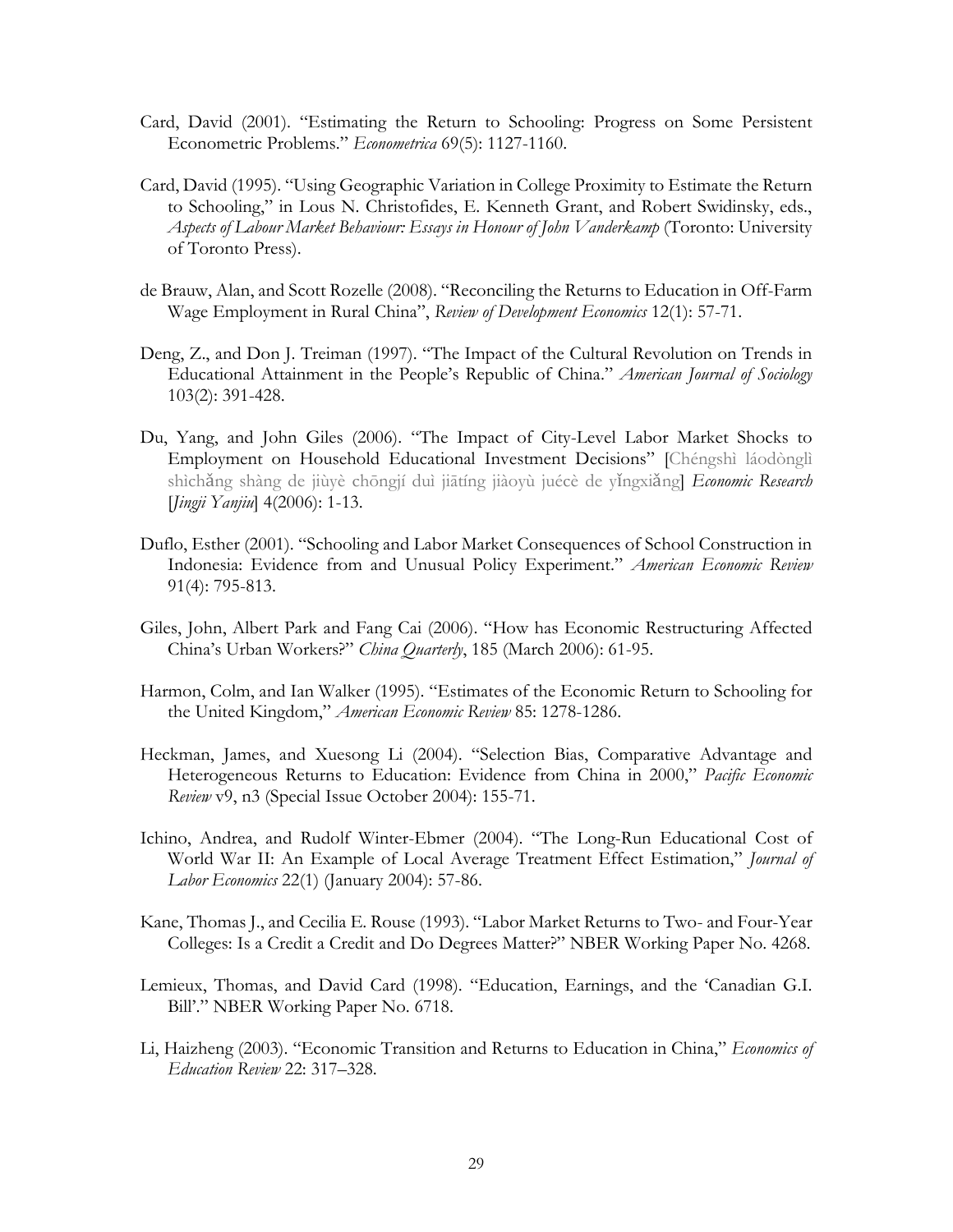Card, David (2001). "Estimating the Return to Schooling: Progress on Some Persistent Econometric Problems." *Econometrica* 69(5): 1127-1160.

Card, David (1995). "Using Geographic Variation in College Proximity to Estimate the Return to Schooling," in Lous N. Christofides, E. Kenneth Grant, and Robert Swidinsky, eds., *Aspects of Labour Market Behaviour: Essays in Honour of John Vanderkamp* (Toronto: University of Toronto Press).

de Brauw, Alan, and Scott Rozelle (2008). "Reconciling the Returns to Education in Off-Farm Wage Employment in Rural China", *Review of Development Economics* 12(1): 57-71.

Deng, Z., and Don J. Treiman (1997). "The Impact of the Cultural Revolution on Trends in Educational Attainment in the People's Republic of China." *American Journal of Sociology* 103(2): 391-428.

Du, Yang, and John Giles (2006). "The Impact of City-Level Labor Market Shocks to Employment on Household Educational Investment Decisions" [Chéngshì láodònglì shìchǎng shàng de jiùyè chōngjí duì jiātíng jiàoyù juécè de yǐngxiǎng] *Economic Research* [*Jingji Yanjiu*] 4(2006): 1-13.

Duflo, Esther (2001). "Schooling and Labor Market Consequences of School Construction in Indonesia: Evidence from and Unusual Policy Experiment." *American Economic Review* 91(4): 795-813.

Giles, John, Albert Park and Fang Cai (2006). "How has Economic Restructuring Affected China's Urban Workers?" *China Quarterly*, 185 (March 2006): 61-95.

Harmon, Colm, and Ian Walker (1995). "Estimates of the Economic Return to Schooling for the United Kingdom," *American Economic Review* 85: 1278-1286.

Heckman, James, and Xuesong Li (2004). "Selection Bias, Comparative Advantage and Heterogeneous Returns to Education: Evidence from China in 2000," *Pacific Economic Review* v9, n3 (Special Issue October 2004): 155-71.

Ichino, Andrea, and Rudolf Winter-Ebmer (2004). "The Long-Run Educational Cost of World War II: An Example of Local Average Treatment Effect Estimation," *Journal of Labor Economics* 22(1) (January 2004): 57-86.

Kane, Thomas J., and Cecilia E. Rouse (1993). "Labor Market Returns to Two- and Four-Year Colleges: Is a Credit a Credit and Do Degrees Matter?" NBER Working Paper No. 4268.

Lemieux, Thomas, and David Card (1998). "Education, Earnings, and the 'Canadian G.I. Bill'." NBER Working Paper No. 6718.

Li, Haizheng (2003). "Economic Transition and Returns to Education in China," *Economics of Education Review* 22: 317–328.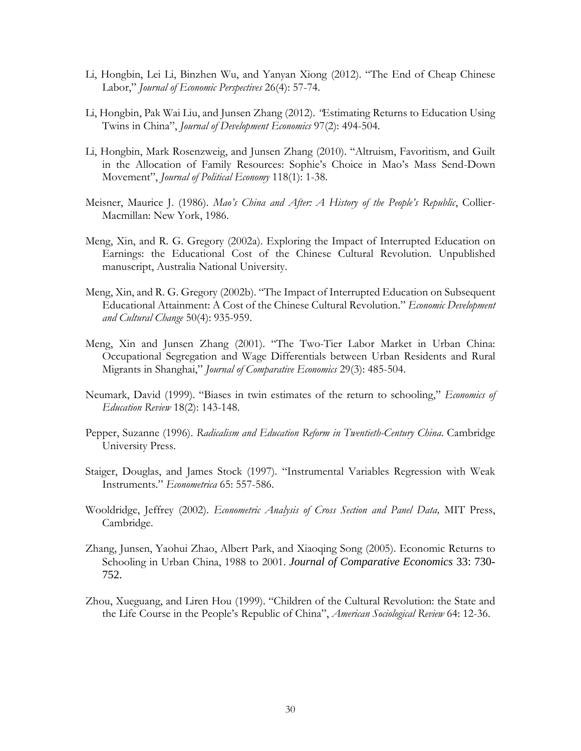Li, Hongbin, Lei Li, Binzhen Wu, and Yanyan Xiong (2012). "The End of Cheap Chinese Labor," *Journal of Economic Perspectives* 26(4): 57-74.

Li, Hongbin, Pak Wai Liu, and Junsen Zhang (2012). *"*Estimating Returns to Education Using Twins in China", *Journal of Development Economics* 97(2): 494-504.

Li, Hongbin, Mark Rosenzweig, and Junsen Zhang (2010). "Altruism, Favoritism, and Guilt in the Allocation of Family Resources: Sophie's Choice in Mao's Mass Send-Down Movement", *Journal of Political Economy* 118(1): 1-38.

Meisner, Maurice J. (1986). *Mao's China and After: A History of the People's Republic*, Collier-Macmillan: New York, 1986.

Meng, Xin, and R. G. Gregory (2002a). Exploring the Impact of Interrupted Education on Earnings: the Educational Cost of the Chinese Cultural Revolution. Unpublished manuscript, Australia National University.

Meng, Xin, and R. G. Gregory (2002b). "The Impact of Interrupted Education on Subsequent Educational Attainment: A Cost of the Chinese Cultural Revolution." *Economic Development and Cultural Change* 50(4): 935-959.

Meng, Xin and Junsen Zhang (2001). "The Two-Tier Labor Market in Urban China: Occupational Segregation and Wage Differentials between Urban Residents and Rural Migrants in Shanghai," *Journal of Comparative Economics* 29(3): 485-504.

Neumark, David (1999). "Biases in twin estimates of the return to schooling," *Economics of Education Review* 18(2): 143-148.

Pepper, Suzanne (1996). *Radicalism and Education Reform in Twentieth-Century China*. Cambridge University Press.

Staiger, Douglas, and James Stock (1997). "Instrumental Variables Regression with Weak Instruments." *Econometrica* 65: 557-586.

Wooldridge, Jeffrey (2002). *Econometric Analysis of Cross Section and Panel Data,* MIT Press, Cambridge.

Zhang, Junsen, Yaohui Zhao, Albert Park, and Xiaoqing Song (2005). Economic Returns to Schooling in Urban China, 1988 to 2001. *Journal of Comparative Economics* 33: 730-752.

Zhou, Xueguang, and Liren Hou (1999). "Children of the Cultural Revolution: the State and the Life Course in the People's Republic of China", *American Sociological Review* 64: 12-36.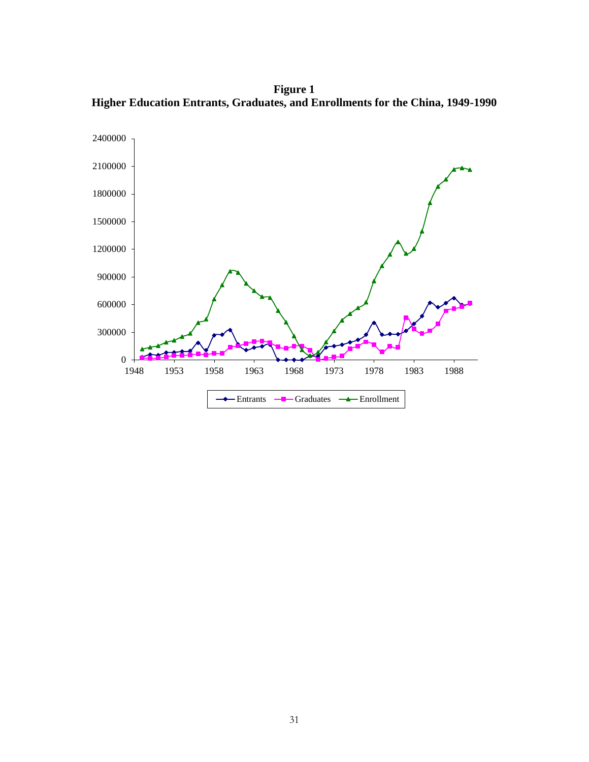**Figure 1**
**Higher Education Entrants, Graduates, and Enrollments for the China, 1949-1990**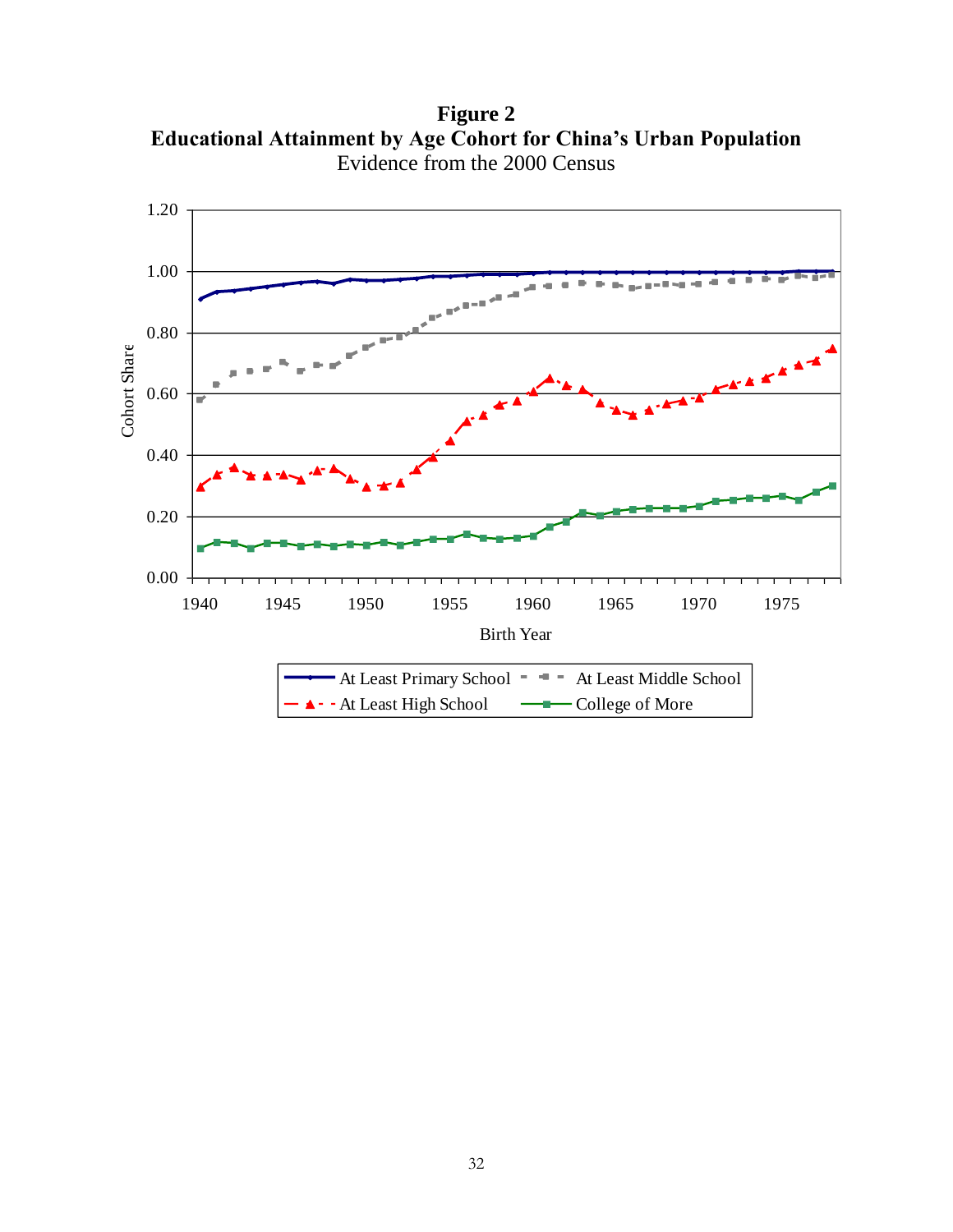**Figure 2**
**Educational Attainment by Age Cohort for China's Urban Population**
Evidence from the 2000 Census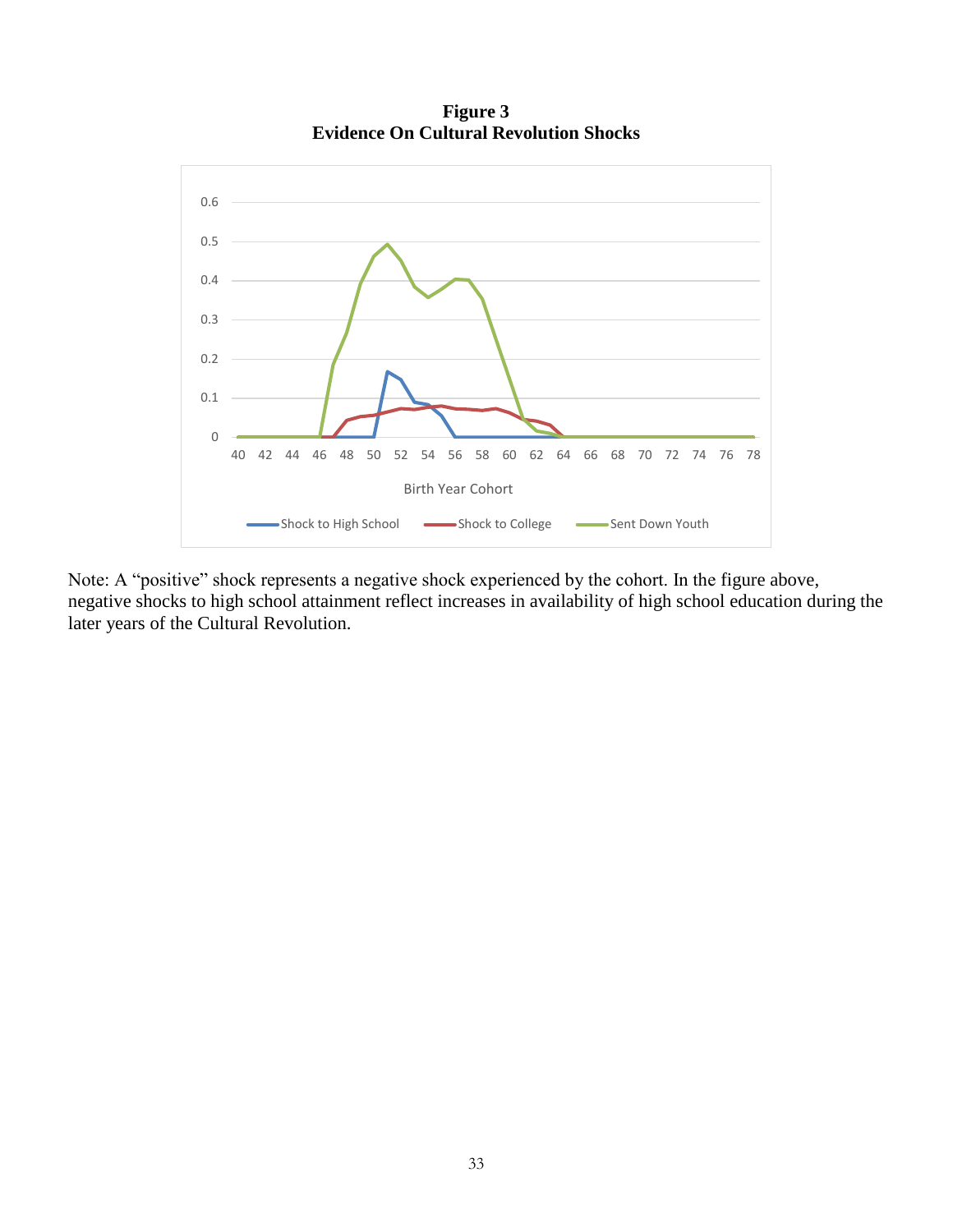**Figure 3**
**Evidence On Cultural Revolution Shocks**

Note: A "positive" shock represents a negative shock experienced by the cohort. In the figure above, negative shocks to high school attainment reflect increases in availability of high school education during the later years of the Cultural Revolution.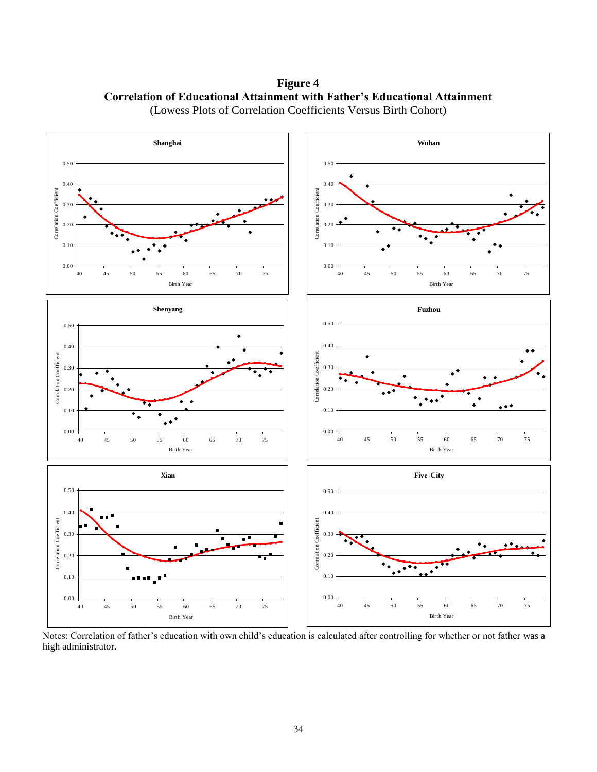**Figure 4**

**Correlation of Educational Attainment with Father's Educational Attainment**

(Lowess Plots of Correlation Coefficients Versus Birth Cohort)

Notes: Correlation of father's education with own child's education is calculated after controlling for whether or not father was a high administrator.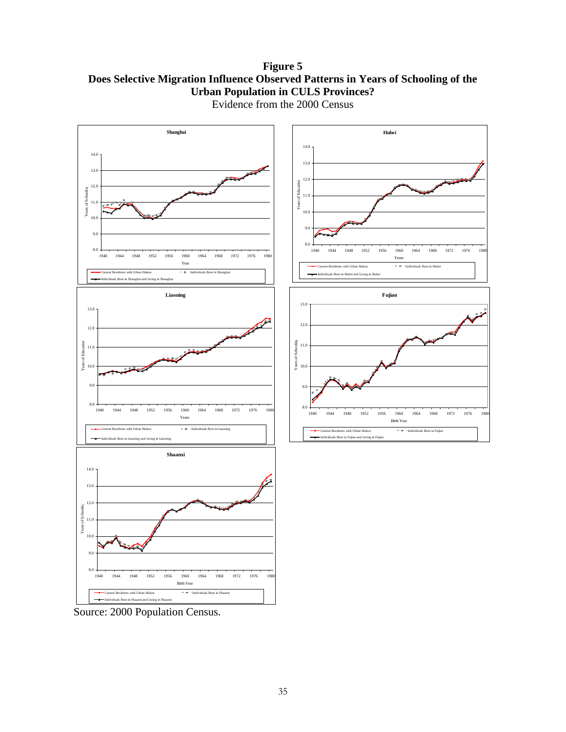**Figure 5**

**Does Selective Migration Influence Observed Patterns in Years of Schooling of the Urban Population in CULS Provinces?**

Evidence from the 2000 Census

Source: 2000 Population Census.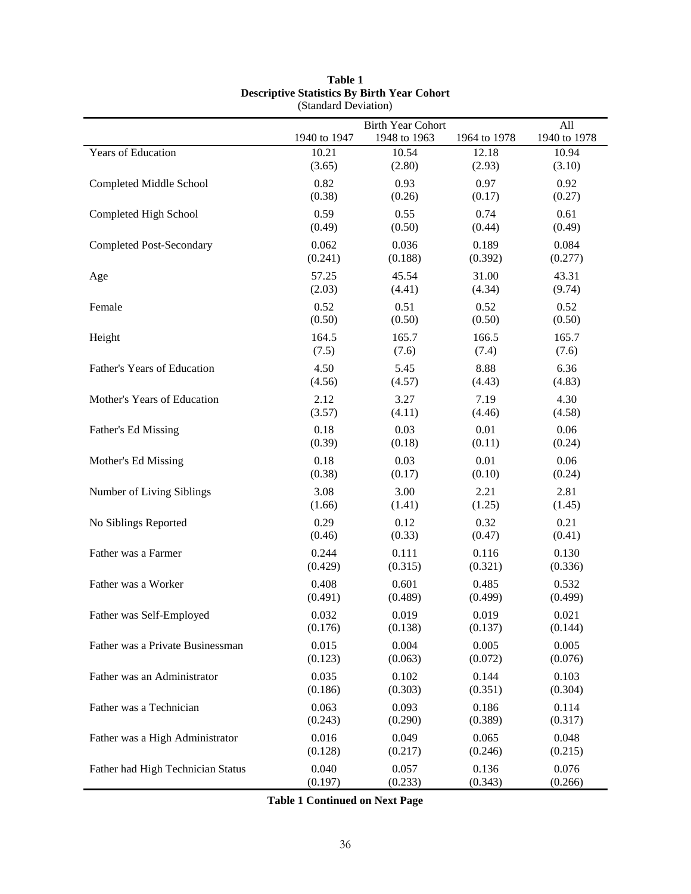**Table 1**
**Descriptive Statistics By Birth Year Cohort**
(Standard Deviation)

| | Birth Year Cohort | | | All |
|---|---|---|---|---|
| | 1940 to 1947 | 1948 to 1963 | 1964 to 1978 | 1940 to 1978 |
| Years of Education | 10.21 | 10.54 | 12.18 | 10.94 |
| | (3.65) | (2.80) | (2.93) | (3.10) |
| Completed Middle School | 0.82 | 0.93 | 0.97 | 0.92 |
| | (0.38) | (0.26) | (0.17) | (0.27) |
| Completed High School | 0.59 | 0.55 | 0.74 | 0.61 |
| | (0.49) | (0.50) | (0.44) | (0.49) |
| Completed Post-Secondary | 0.062 | 0.036 | 0.189 | 0.084 |
| | (0.241) | (0.188) | (0.392) | (0.277) |
| Age | 57.25 | 45.54 | 31.00 | 43.31 |
| | (2.03) | (4.41) | (4.34) | (9.74) |
| Female | 0.52 | 0.51 | 0.52 | 0.52 |
| | (0.50) | (0.50) | (0.50) | (0.50) |
| Height | 164.5 | 165.7 | 166.5 | 165.7 |
| | (7.5) | (7.6) | (7.4) | (7.6) |
| Father's Years of Education | 4.50 | 5.45 | 8.88 | 6.36 |
| | (4.56) | (4.57) | (4.43) | (4.83) |
| Mother's Years of Education | 2.12 | 3.27 | 7.19 | 4.30 |
| | (3.57) | (4.11) | (4.46) | (4.58) |
| Father's Ed Missing | 0.18 | 0.03 | 0.01 | 0.06 |
| | (0.39) | (0.18) | (0.11) | (0.24) |
| Mother's Ed Missing | 0.18 | 0.03 | 0.01 | 0.06 |
| | (0.38) | (0.17) | (0.10) | (0.24) |
| Number of Living Siblings | 3.08 | 3.00 | 2.21 | 2.81 |
| | (1.66) | (1.41) | (1.25) | (1.45) |
| No Siblings Reported | 0.29 | 0.12 | 0.32 | 0.21 |
| | (0.46) | (0.33) | (0.47) | (0.41) |
| Father was a Farmer | 0.244 | 0.111 | 0.116 | 0.130 |
| | (0.429) | (0.315) | (0.321) | (0.336) |
| Father was a Worker | 0.408 | 0.601 | 0.485 | 0.532 |
| | (0.491) | (0.489) | (0.499) | (0.499) |
| Father was Self-Employed | 0.032 | 0.019 | 0.019 | 0.021 |
| | (0.176) | (0.138) | (0.137) | (0.144) |
| Father was a Private Businessman | 0.015 | 0.004 | 0.005 | 0.005 |
| | (0.123) | (0.063) | (0.072) | (0.076) |
| Father was an Administrator | 0.035 | 0.102 | 0.144 | 0.103 |
| | (0.186) | (0.303) | (0.351) | (0.304) |
| Father was a Technician | 0.063 | 0.093 | 0.186 | 0.114 |
| | (0.243) | (0.290) | (0.389) | (0.317) |
| Father was a High Administrator | 0.016 | 0.049 | 0.065 | 0.048 |
| | (0.128) | (0.217) | (0.246) | (0.215) |
| Father had High Technician Status | 0.040 | 0.057 | 0.136 | 0.076 |
| | (0.197) | (0.233) | (0.343) | (0.266) |

**Table 1 Continued on Next Page**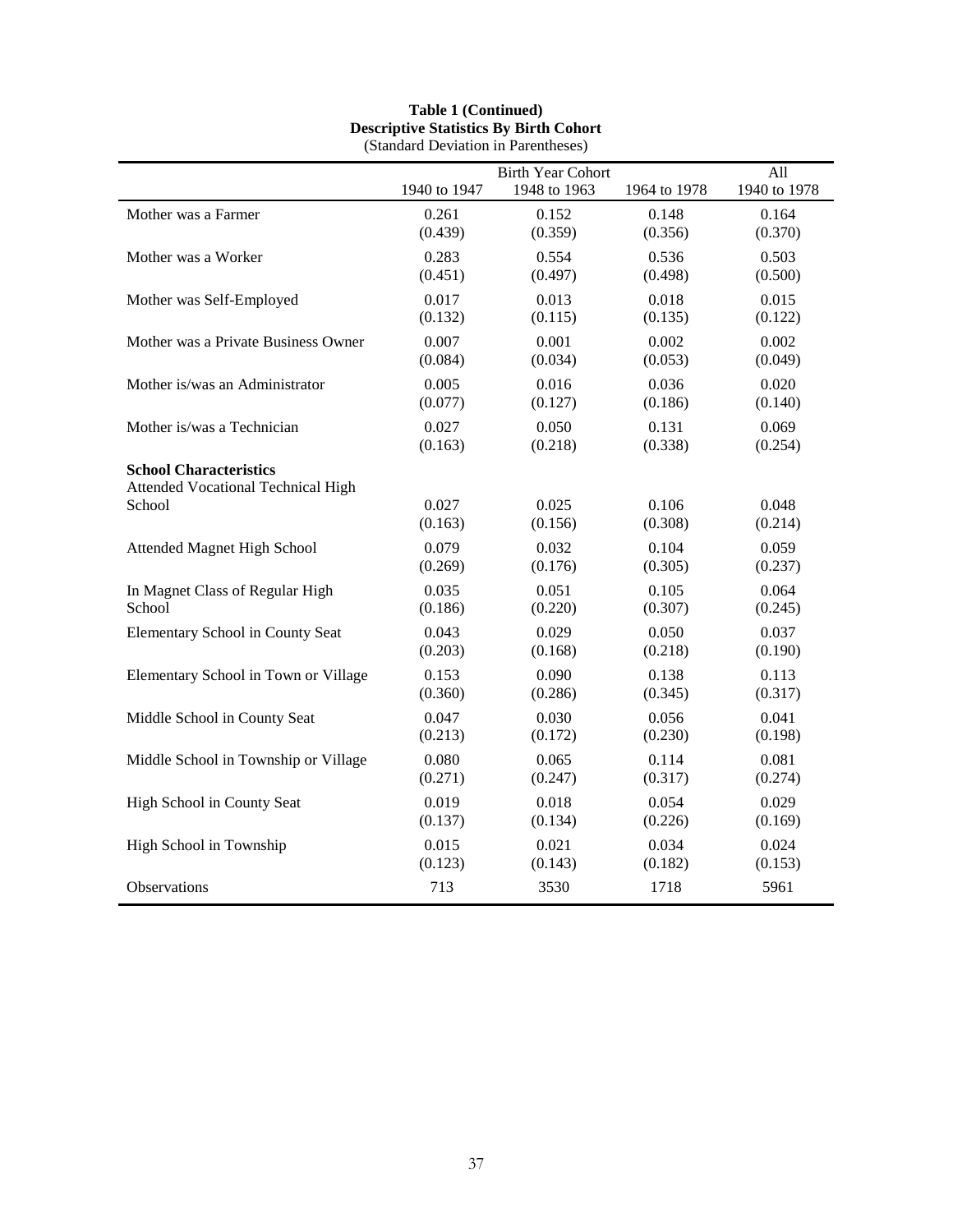**Table 1 (Continued)**
**Descriptive Statistics By Birth Cohort**
(Standard Deviation in Parentheses)

| | Birth Year Cohort | | | All |
|---|---|---|---|---|
| | 1940 to 1947 | 1948 to 1963 | 1964 to 1978 | 1940 to 1978 |
| Mother was a Farmer | 0.261 | 0.152 | 0.148 | 0.164 |
| | (0.439) | (0.359) | (0.356) | (0.370) |
| Mother was a Worker | 0.283 | 0.554 | 0.536 | 0.503 |
| | (0.451) | (0.497) | (0.498) | (0.500) |
| Mother was Self-Employed | 0.017 | 0.013 | 0.018 | 0.015 |
| | (0.132) | (0.115) | (0.135) | (0.122) |
| Mother was a Private Business Owner | 0.007 | 0.001 | 0.002 | 0.002 |
| | (0.084) | (0.034) | (0.053) | (0.049) |
| Mother is/was an Administrator | 0.005 | 0.016 | 0.036 | 0.020 |
| | (0.077) | (0.127) | (0.186) | (0.140) |
| Mother is/was a Technician | 0.027 | 0.050 | 0.131 | 0.069 |
| | (0.163) | (0.218) | (0.338) | (0.254) |
| **School Characteristics** | | | | |
| Attended Vocational Technical High School | 0.027 | 0.025 | 0.106 | 0.048 |
| | (0.163) | (0.156) | (0.308) | (0.214) |
| Attended Magnet High School | 0.079 | 0.032 | 0.104 | 0.059 |
| | (0.269) | (0.176) | (0.305) | (0.237) |
| In Magnet Class of Regular High School | 0.035 | 0.051 | 0.105 | 0.064 |
| | (0.186) | (0.220) | (0.307) | (0.245) |
| Elementary School in County Seat | 0.043 | 0.029 | 0.050 | 0.037 |
| | (0.203) | (0.168) | (0.218) | (0.190) |
| Elementary School in Town or Village | 0.153 | 0.090 | 0.138 | 0.113 |
| | (0.360) | (0.286) | (0.345) | (0.317) |
| Middle School in County Seat | 0.047 | 0.030 | 0.056 | 0.041 |
| | (0.213) | (0.172) | (0.230) | (0.198) |
| Middle School in Township or Village | 0.080 | 0.065 | 0.114 | 0.081 |
| | (0.271) | (0.247) | (0.317) | (0.274) |
| High School in County Seat | 0.019 | 0.018 | 0.054 | 0.029 |
| | (0.137) | (0.134) | (0.226) | (0.169) |
| High School in Township | 0.015 | 0.021 | 0.034 | 0.024 |
| | (0.123) | (0.143) | (0.182) | (0.153) |
| Observations | 713 | 3530 | 1718 | 5961 |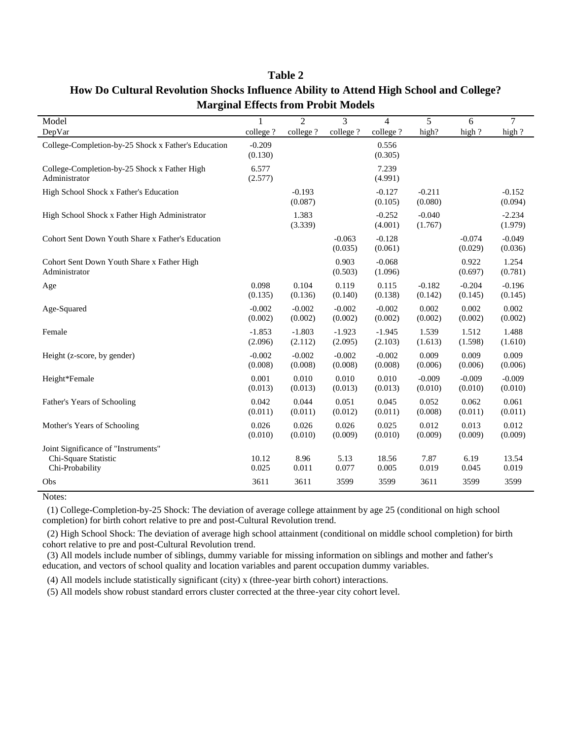**Table 2**

**How Do Cultural Revolution Shocks Influence Ability to Attend High School and College?**

**Marginal Effects from Probit Models**

| Model | 1 | 2 | 3 | 4 | 5 | 6 | 7 |
|---|---|---|---|---|---|---|---|
| DepVar | college ? | college ? | college ? | college ? | high? | high ? | high ? |
| College-Completion-by-25 Shock x Father's Education | -0.209 | | | 0.556 | | | |
| | (0.130) | | | (0.305) | | | |
| College-Completion-by-25 Shock x Father High Administrator | 6.577 | | | 7.239 | | | |
| | (2.577) | | | (4.991) | | | |
| High School Shock x Father's Education | | -0.193 | | -0.127 | -0.211 | | -0.152 |
| | | (0.087) | | (0.105) | (0.080) | | (0.094) |
| High School Shock x Father High Administrator | | 1.383 | | -0.252 | -0.040 | | -2.234 |
| | | (3.339) | | (4.001) | (1.767) | | (1.979) |
| Cohort Sent Down Youth Share x Father's Education | | | -0.063 | -0.128 | | -0.074 | -0.049 |
| | | | (0.035) | (0.061) | | (0.029) | (0.036) |
| Cohort Sent Down Youth Share x Father High Administrator | | | 0.903 | -0.068 | | 0.922 | 1.254 |
| | | | (0.503) | (1.096) | | (0.697) | (0.781) |
| Age | 0.098 | 0.104 | 0.119 | 0.115 | -0.182 | -0.204 | -0.196 |
| | (0.135) | (0.136) | (0.140) | (0.138) | (0.142) | (0.145) | (0.145) |
| Age-Squared | -0.002 | -0.002 | -0.002 | -0.002 | 0.002 | 0.002 | 0.002 |
| | (0.002) | (0.002) | (0.002) | (0.002) | (0.002) | (0.002) | (0.002) |
| Female | -1.853 | -1.803 | -1.923 | -1.945 | 1.539 | 1.512 | 1.488 |
| | (2.096) | (2.112) | (2.095) | (2.103) | (1.613) | (1.598) | (1.610) |
| Height (z-score, by gender) | -0.002 | -0.002 | -0.002 | -0.002 | 0.009 | 0.009 | 0.009 |
| | (0.008) | (0.008) | (0.008) | (0.008) | (0.006) | (0.006) | (0.006) |
| Height*Female | 0.001 | 0.010 | 0.010 | 0.010 | -0.009 | -0.009 | -0.009 |
| | (0.013) | (0.013) | (0.013) | (0.013) | (0.010) | (0.010) | (0.010) |
| Father's Years of Schooling | 0.042 | 0.044 | 0.051 | 0.045 | 0.052 | 0.062 | 0.061 |
| | (0.011) | (0.011) | (0.012) | (0.011) | (0.008) | (0.011) | (0.011) |
| Mother's Years of Schooling | 0.026 | 0.026 | 0.026 | 0.025 | 0.012 | 0.013 | 0.012 |
| | (0.010) | (0.010) | (0.009) | (0.010) | (0.009) | (0.009) | (0.009) |
| Joint Significance of "Instruments" | | | | | | | |
| Chi-Square Statistic | 10.12 | 8.96 | 5.13 | 18.56 | 7.87 | 6.19 | 13.54 |
| Chi-Probability | 0.025 | 0.011 | 0.077 | 0.005 | 0.019 | 0.045 | 0.019 |
| Obs | 3611 | 3611 | 3599 | 3599 | 3611 | 3599 | 3599 |

Notes:

(1) College-Completion-by-25 Shock: The deviation of average college attainment by age 25 (conditional on high school completion) for birth cohort relative to pre and post-Cultural Revolution trend.

(2) High School Shock: The deviation of average high school attainment (conditional on middle school completion) for birth cohort relative to pre and post-Cultural Revolution trend.

(3) All models include number of siblings, dummy variable for missing information on siblings and mother and father's education, and vectors of school quality and location variables and parent occupation dummy variables.

(4) All models include statistically significant (city) x (three-year birth cohort) interactions.

(5) All models show robust standard errors cluster corrected at the three-year city cohort level.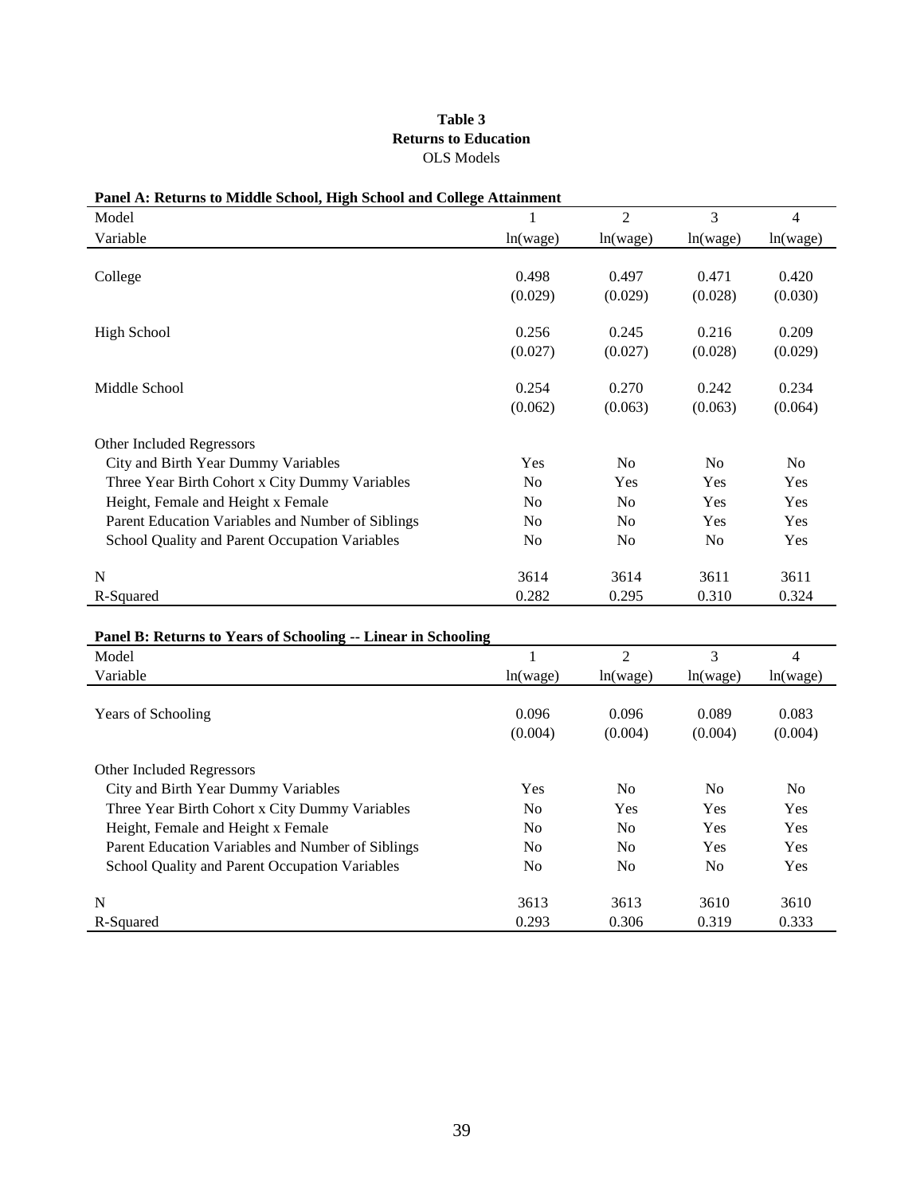**Table 3**
**Returns to Education**
OLS Models

**Panel A: Returns to Middle School, High School and College Attainment**

| Model | 1 | 2 | 3 | 4 |
|---|---|---|---|---|
| Variable | ln(wage) | ln(wage) | ln(wage) | ln(wage) |
| College | 0.498 | 0.497 | 0.471 | 0.420 |
| | (0.029) | (0.029) | (0.028) | (0.030) |
| High School | 0.256 | 0.245 | 0.216 | 0.209 |
| | (0.027) | (0.027) | (0.028) | (0.029) |
| Middle School | 0.254 | 0.270 | 0.242 | 0.234 |
| | (0.062) | (0.063) | (0.063) | (0.064) |
| Other Included Regressors | | | | |
| City and Birth Year Dummy Variables | Yes | No | No | No |
| Three Year Birth Cohort x City Dummy Variables | No | Yes | Yes | Yes |
| Height, Female and Height x Female | No | No | Yes | Yes |
| Parent Education Variables and Number of Siblings | No | No | Yes | Yes |
| School Quality and Parent Occupation Variables | No | No | No | Yes |
| N | 3614 | 3614 | 3611 | 3611 |
| R-Squared | 0.282 | 0.295 | 0.310 | 0.324 |

**Panel B: Returns to Years of Schooling -- Linear in Schooling**

| Model | 1 | 2 | 3 | 4 |
|---|---|---|---|---|
| Variable | ln(wage) | ln(wage) | ln(wage) | ln(wage) |
| Years of Schooling | 0.096 | 0.096 | 0.089 | 0.083 |
| | (0.004) | (0.004) | (0.004) | (0.004) |
| Other Included Regressors | | | | |
| City and Birth Year Dummy Variables | Yes | No | No | No |
| Three Year Birth Cohort x City Dummy Variables | No | Yes | Yes | Yes |
| Height, Female and Height x Female | No | No | Yes | Yes |
| Parent Education Variables and Number of Siblings | No | No | Yes | Yes |
| School Quality and Parent Occupation Variables | No | No | No | Yes |
| N | 3613 | 3613 | 3610 | 3610 |
| R-Squared | 0.293 | 0.306 | 0.319 | 0.333 |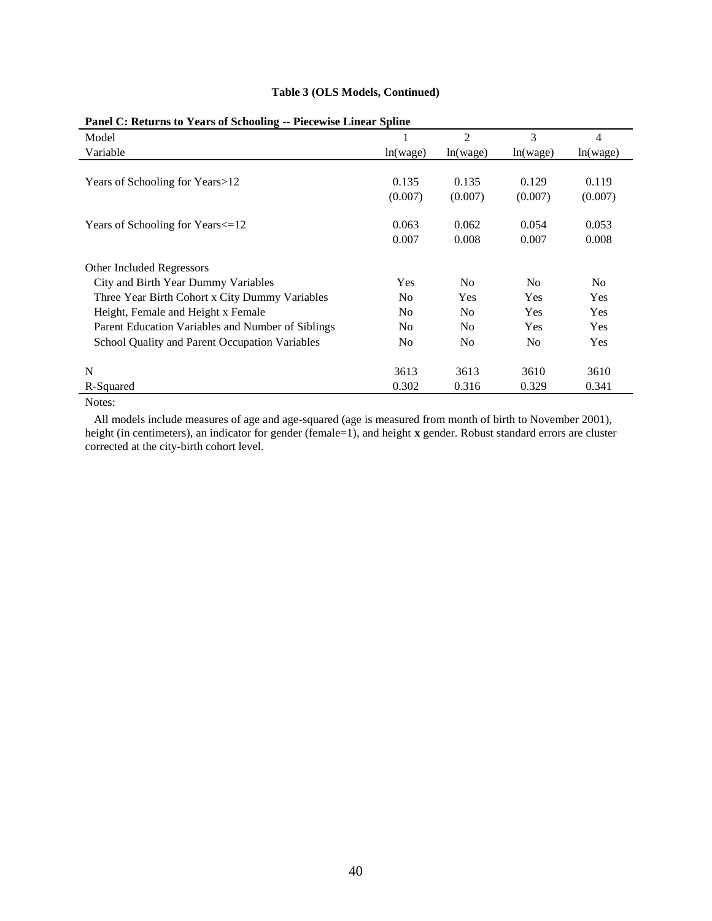**Table 3 (OLS Models, Continued)**

**Panel C: Returns to Years of Schooling -- Piecewise Linear Spline**

| Model | 1 | 2 | 3 | 4 |
|---|---|---|---|---|
| Variable | ln(wage) | ln(wage) | ln(wage) | ln(wage) |
| Years of Schooling for Years>12 | 0.135 | 0.135 | 0.129 | 0.119 |
| | (0.007) | (0.007) | (0.007) | (0.007) |
| Years of Schooling for Years<=12 | 0.063 | 0.062 | 0.054 | 0.053 |
| | 0.007 | 0.008 | 0.007 | 0.008 |
| Other Included Regressors | | | | |
| City and Birth Year Dummy Variables | Yes | No | No | No |
| Three Year Birth Cohort x City Dummy Variables | No | Yes | Yes | Yes |
| Height, Female and Height x Female | No | No | Yes | Yes |
| Parent Education Variables and Number of Siblings | No | No | Yes | Yes |
| School Quality and Parent Occupation Variables | No | No | No | Yes |
| N | 3613 | 3613 | 3610 | 3610 |
| R-Squared | 0.302 | 0.316 | 0.329 | 0.341 |

Notes:

All models include measures of age and age-squared (age is measured from month of birth to November 2001), height (in centimeters), an indicator for gender (female=1), and height **x** gender. Robust standard errors are cluster corrected at the city-birth cohort level.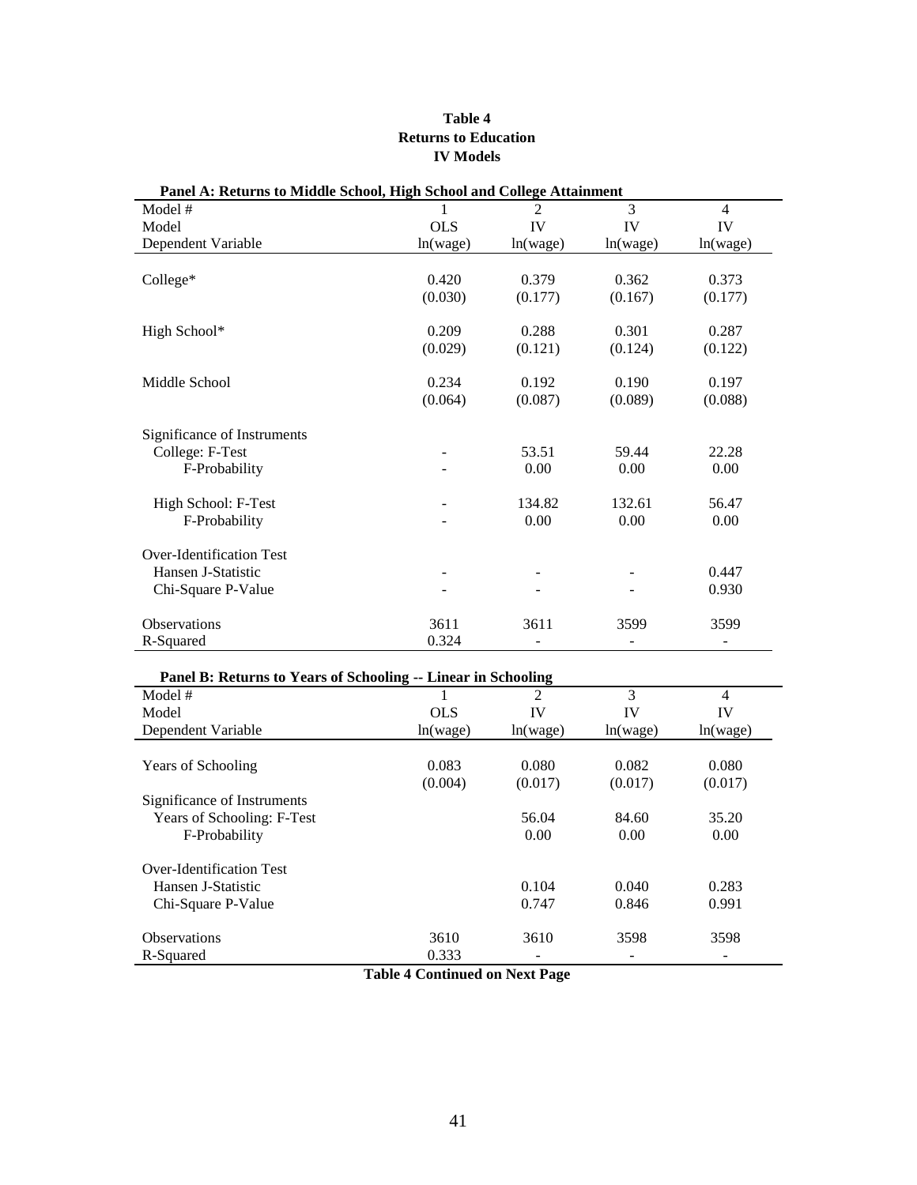**Table 4**
**Returns to Education**
**IV Models**

**Panel A: Returns to Middle School, High School and College Attainment**

| Model # | 1 | 2 | 3 | 4 |
|---|---|---|---|---|
| Model | OLS | IV | IV | IV |
| Dependent Variable | ln(wage) | ln(wage) | ln(wage) | ln(wage) |
| College* | 0.420 | 0.379 | 0.362 | 0.373 |
| | (0.030) | (0.177) | (0.167) | (0.177) |
| High School* | 0.209 | 0.288 | 0.301 | 0.287 |
| | (0.029) | (0.121) | (0.124) | (0.122) |
| Middle School | 0.234 | 0.192 | 0.190 | 0.197 |
| | (0.064) | (0.087) | (0.089) | (0.088) |
| Significance of Instruments | | | | |
| College: F-Test | - | 53.51 | 59.44 | 22.28 |
| F-Probability | - | 0.00 | 0.00 | 0.00 |
| High School: F-Test | - | 134.82 | 132.61 | 56.47 |
| F-Probability | - | 0.00 | 0.00 | 0.00 |
| Over-Identification Test | | | | |
| Hansen J-Statistic | - | - | - | 0.447 |
| Chi-Square P-Value | - | - | - | 0.930 |
| Observations | 3611 | 3611 | 3599 | 3599 |
| R-Squared | 0.324 | - | - | - |

**Panel B: Returns to Years of Schooling -- Linear in Schooling**

| Model # | 1 | 2 | 3 | 4 |
|---|---|---|---|---|
| Model | OLS | IV | IV | IV |
| Dependent Variable | ln(wage) | ln(wage) | ln(wage) | ln(wage) |
| Years of Schooling | 0.083 | 0.080 | 0.082 | 0.080 |
| | (0.004) | (0.017) | (0.017) | (0.017) |
| Significance of Instruments | | | | |
| Years of Schooling: F-Test | | 56.04 | 84.60 | 35.20 |
| F-Probability | | 0.00 | 0.00 | 0.00 |
| Over-Identification Test | | | | |
| Hansen J-Statistic | | 0.104 | 0.040 | 0.283 |
| Chi-Square P-Value | | 0.747 | 0.846 | 0.991 |
| Observations | 3610 | 3610 | 3598 | 3598 |
| R-Squared | 0.333 | - | - | - |

**Table 4 Continued on Next Page**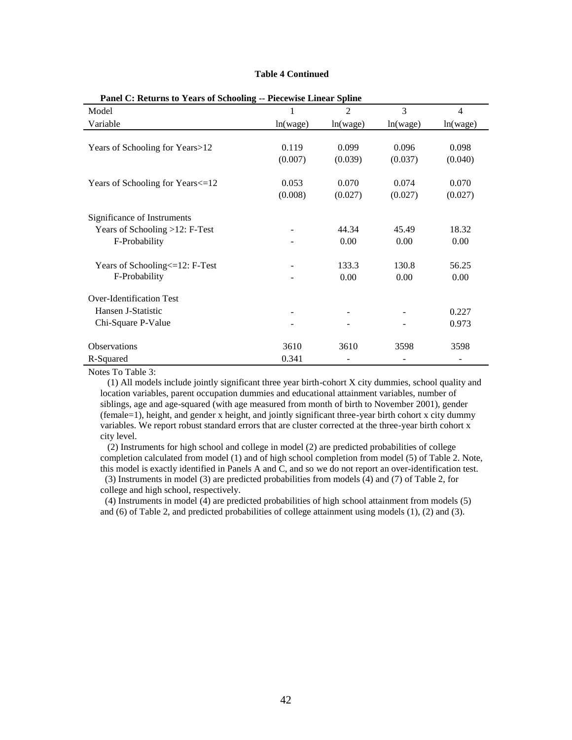**Table 4 Continued**

**Panel C: Returns to Years of Schooling -- Piecewise Linear Spline**

| Model | 1 | 2 | 3 | 4 |
|---|---|---|---|---|
| Variable | ln(wage) | ln(wage) | ln(wage) | ln(wage) |
| Years of Schooling for Years>12 | 0.119 | 0.099 | 0.096 | 0.098 |
| | (0.007) | (0.039) | (0.037) | (0.040) |
| Years of Schooling for Years<=12 | 0.053 | 0.070 | 0.074 | 0.070 |
| | (0.008) | (0.027) | (0.027) | (0.027) |
| Significance of Instruments | | | | |
| Years of Schooling >12: F-Test | - | 44.34 | 45.49 | 18.32 |
| F-Probability | - | 0.00 | 0.00 | 0.00 |
| Years of Schooling<=12: F-Test | - | 133.3 | 130.8 | 56.25 |
| F-Probability | - | 0.00 | 0.00 | 0.00 |
| Over-Identification Test | | | | |
| Hansen J-Statistic | - | - | - | 0.227 |
| Chi-Square P-Value | - | - | - | 0.973 |
| Observations | 3610 | 3610 | 3598 | 3598 |
| R-Squared | 0.341 | - | - | - |

Notes To Table 3:

(1) All models include jointly significant three year birth-cohort X city dummies, school quality and location variables, parent occupation dummies and educational attainment variables, number of siblings, age and age-squared (with age measured from month of birth to November 2001), gender (female=1), height, and gender x height, and jointly significant three-year birth cohort x city dummy variables. We report robust standard errors that are cluster corrected at the three-year birth cohort x city level.

(2) Instruments for high school and college in model (2) are predicted probabilities of college completion calculated from model (1) and of high school completion from model (5) of Table 2. Note, this model is exactly identified in Panels A and C, and so we do not report an over-identification test.

(3) Instruments in model (3) are predicted probabilities from models (4) and (7) of Table 2, for college and high school, respectively.

(4) Instruments in model (4) are predicted probabilities of high school attainment from models (5) and (6) of Table 2, and predicted probabilities of college attainment using models (1), (2) and (3).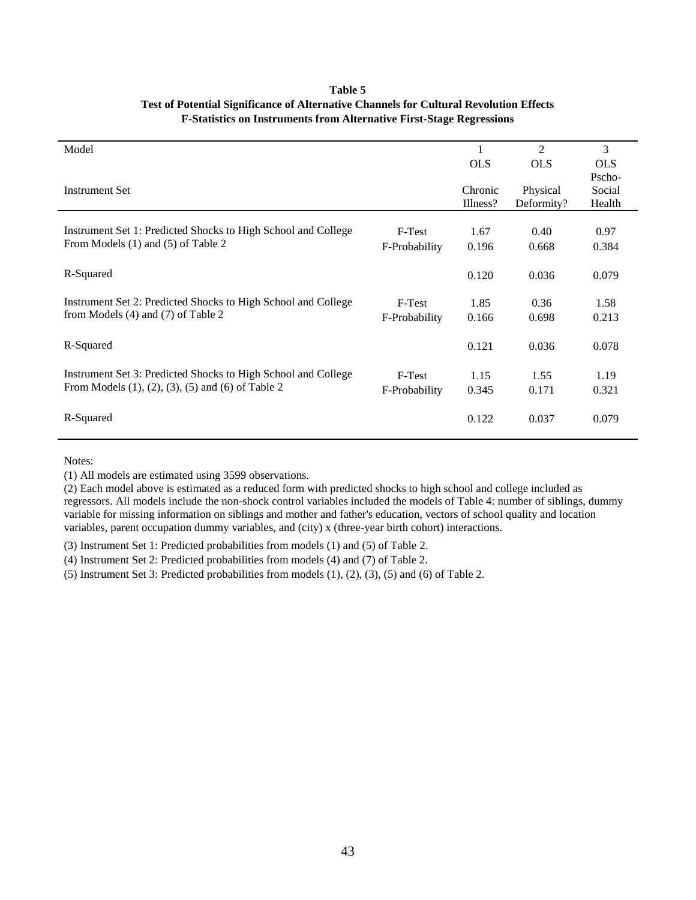**Table 5**
**Test of Potential Significance of Alternative Channels for Cultural Revolution Effects**
**F-Statistics on Instruments from Alternative First-Stage Regressions**

| Model | | 1 | 2 | 3 |
|---|---|---|---|---|
| | | OLS | OLS | OLS |
| Instrument Set | | Chronic Illness? | Physical Deformity? | Pscho-Social Health |
| Instrument Set 1: Predicted Shocks to High School and College From Models (1) and (5) of Table 2 | F-Test | 1.67 | 0.40 | 0.97 |
| | F-Probability | 0.196 | 0.668 | 0.384 |
| R-Squared | | 0.120 | 0.036 | 0.079 |
| Instrument Set 2: Predicted Shocks to High School and College from Models (4) and (7) of Table 2 | F-Test | 1.85 | 0.36 | 1.58 |
| | F-Probability | 0.166 | 0.698 | 0.213 |
| R-Squared | | 0.121 | 0.036 | 0.078 |
| Instrument Set 3: Predicted Shocks to High School and College From Models (1), (2), (3), (5) and (6) of Table 2 | F-Test | 1.15 | 1.55 | 1.19 |
| | F-Probability | 0.345 | 0.171 | 0.321 |
| R-Squared | | 0.122 | 0.037 | 0.079 |

Notes:

(1) All models are estimated using 3599 observations.

(2) Each model above is estimated as a reduced form with predicted shocks to high school and college included as regressors. All models include the non-shock control variables included the models of Table 4: number of siblings, dummy variable for missing information on siblings and mother and father's education, vectors of school quality and location variables, parent occupation dummy variables, and (city) x (three-year birth cohort) interactions.

(3) Instrument Set 1: Predicted probabilities from models (1) and (5) of Table 2.

(4) Instrument Set 2: Predicted probabilities from models (4) and (7) of Table 2.

(5) Instrument Set 3: Predicted probabilities from models (1), (2), (3), (5) and (6) of Table 2.